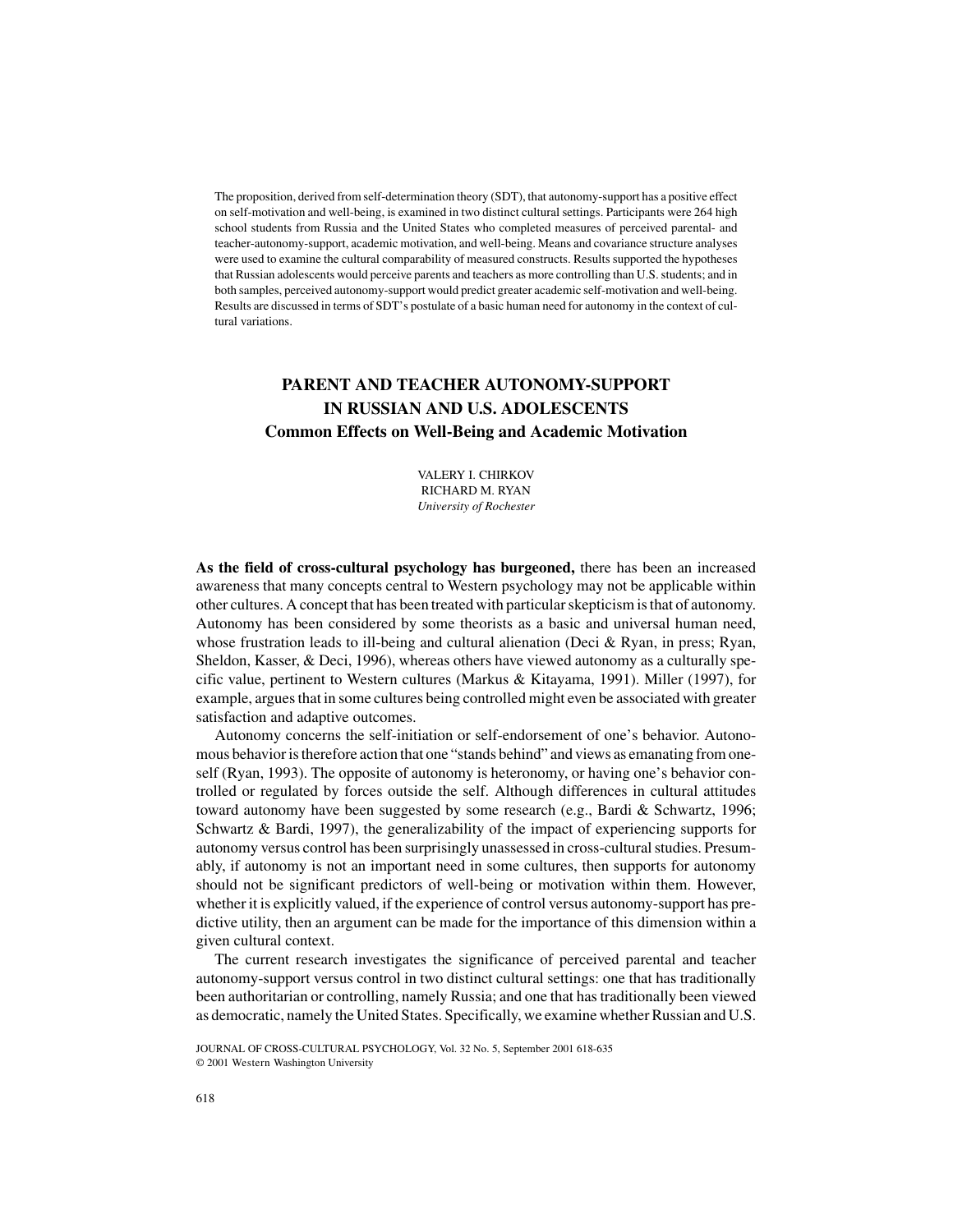The proposition, derived from self-determination theory (SDT), that autonomy-support has a positive effect on self-motivation and well-being, is examined in two distinct cultural settings. Participants were 264 high school students from Russia and the United States who completed measures of perceived parental- and teacher-autonomy-support, academic motivation, and well-being. Means and covariance structure analyses were used to examine the cultural comparability of measured constructs. Results supported the hypotheses that Russian adolescents would perceive parents and teachers as more controlling than U.S. students; and in both samples, perceived autonomy-support would predict greater academic self-motivation and well-being. Results are discussed in terms of SDT's postulate of a basic human need for autonomy in the context of cultural variations.

# PARENT AND TEACHER AUTONOMY-SUPPORT IN RUSSIAN AND U.S. ADOLESCENTS

## Common Effects on Well-Being and Academic Motivation

VALERY I. CHIRKOV
RICHARD M. RYAN
*University of Rochester*

**As the field of cross-cultural psychology has burgeoned,** there has been an increased awareness that many concepts central to Western psychology may not be applicable within other cultures. A concept that has been treated with particular skepticism is that of autonomy. Autonomy has been considered by some theorists as a basic and universal human need, whose frustration leads to ill-being and cultural alienation (Deci & Ryan, in press; Ryan, Sheldon, Kasser, & Deci, 1996), whereas others have viewed autonomy as a culturally specific value, pertinent to Western cultures (Markus & Kitayama, 1991). Miller (1997), for example, argues that in some cultures being controlled might even be associated with greater satisfaction and adaptive outcomes.

Autonomy concerns the self-initiation or self-endorsement of one's behavior. Autonomous behavior is therefore action that one "stands behind" and views as emanating from oneself (Ryan, 1993). The opposite of autonomy is heteronomy, or having one's behavior controlled or regulated by forces outside the self. Although differences in cultural attitudes toward autonomy have been suggested by some research (e.g., Bardi & Schwartz, 1996; Schwartz & Bardi, 1997), the generalizability of the impact of experiencing supports for autonomy versus control has been surprisingly unassessed in cross-cultural studies. Presumably, if autonomy is not an important need in some cultures, then supports for autonomy should not be significant predictors of well-being or motivation within them. However, whether it is explicitly valued, if the experience of control versus autonomy-support has predictive utility, then an argument can be made for the importance of this dimension within a given cultural context.

The current research investigates the significance of perceived parental and teacher autonomy-support versus control in two distinct cultural settings: one that has traditionally been authoritarian or controlling, namely Russia; and one that has traditionally been viewed as democratic, namely the United States. Specifically, we examine whether Russian and U.S.

JOURNAL OF CROSS-CULTURAL PSYCHOLOGY, Vol. 32 No. 5, September 2001 618-635
© 2001 Western Washington University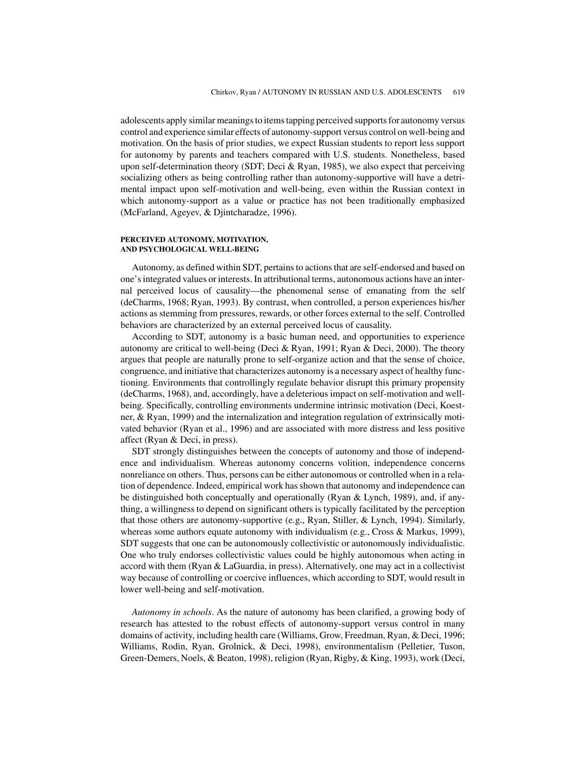adolescents apply similar meanings to items tapping perceived supports for autonomy versus control and experience similar effects of autonomy-support versus control on well-being and motivation. On the basis of prior studies, we expect Russian students to report less support for autonomy by parents and teachers compared with U.S. students. Nonetheless, based upon self-determination theory (SDT; Deci & Ryan, 1985), we also expect that perceiving socializing others as being controlling rather than autonomy-supportive will have a detrimental impact upon self-motivation and well-being, even within the Russian context in which autonomy-support as a value or practice has not been traditionally emphasized (McFarland, Ageyev, & Djintcharadze, 1996).

#### PERCEIVED AUTONOMY, MOTIVATION, AND PSYCHOLOGICAL WELL-BEING

Autonomy, as defined within SDT, pertains to actions that are self-endorsed and based on one's integrated values or interests. In attributional terms, autonomous actions have an internal perceived locus of causality—the phenomenal sense of emanating from the self (deCharms, 1968; Ryan, 1993). By contrast, when controlled, a person experiences his/her actions as stemming from pressures, rewards, or other forces external to the self. Controlled behaviors are characterized by an external perceived locus of causality.

According to SDT, autonomy is a basic human need, and opportunities to experience autonomy are critical to well-being (Deci & Ryan, 1991; Ryan & Deci, 2000). The theory argues that people are naturally prone to self-organize action and that the sense of choice, congruence, and initiative that characterizes autonomy is a necessary aspect of healthy functioning. Environments that controllingly regulate behavior disrupt this primary propensity (deCharms, 1968), and, accordingly, have a deleterious impact on self-motivation and well-being. Specifically, controlling environments undermine intrinsic motivation (Deci, Koestner, & Ryan, 1999) and the internalization and integration regulation of extrinsically motivated behavior (Ryan et al., 1996) and are associated with more distress and less positive affect (Ryan & Deci, in press).

SDT strongly distinguishes between the concepts of autonomy and those of independence and individualism. Whereas autonomy concerns volition, independence concerns nonreliance on others. Thus, persons can be either autonomous or controlled when in a relation of dependence. Indeed, empirical work has shown that autonomy and independence can be distinguished both conceptually and operationally (Ryan & Lynch, 1989), and, if anything, a willingness to depend on significant others is typically facilitated by the perception that those others are autonomy-supportive (e.g., Ryan, Stiller, & Lynch, 1994). Similarly, whereas some authors equate autonomy with individualism (e.g., Cross & Markus, 1999), SDT suggests that one can be autonomously collectivistic or autonomously individualistic. One who truly endorses collectivistic values could be highly autonomous when acting in accord with them (Ryan & LaGuardia, in press). Alternatively, one may act in a collectivist way because of controlling or coercive influences, which according to SDT, would result in lower well-being and self-motivation.

*Autonomy in schools*. As the nature of autonomy has been clarified, a growing body of research has attested to the robust effects of autonomy-support versus control in many domains of activity, including health care (Williams, Grow, Freedman, Ryan, & Deci, 1996; Williams, Rodin, Ryan, Grolnick, & Deci, 1998), environmentalism (Pelletier, Tuson, Green-Demers, Noels, & Beaton, 1998), religion (Ryan, Rigby, & King, 1993), work (Deci,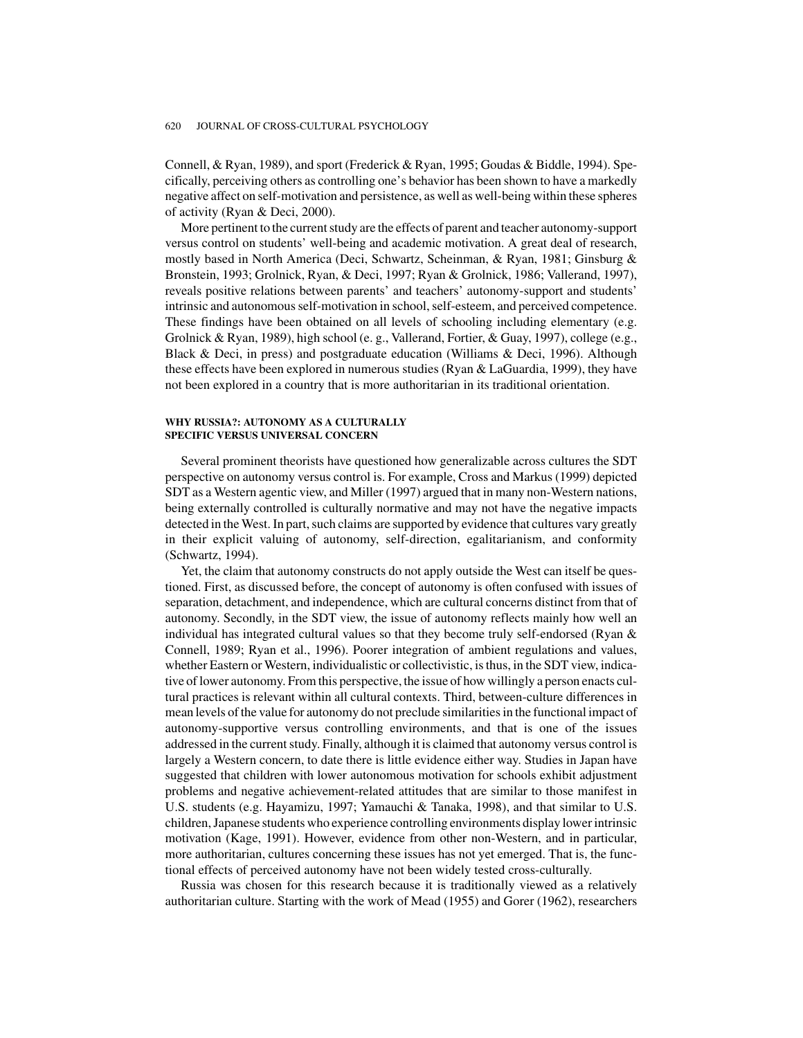Connell, & Ryan, 1989), and sport (Frederick & Ryan, 1995; Goudas & Biddle, 1994). Specifically, perceiving others as controlling one's behavior has been shown to have a markedly negative affect on self-motivation and persistence, as well as well-being within these spheres of activity (Ryan & Deci, 2000).

More pertinent to the current study are the effects of parent and teacher autonomy-support versus control on students' well-being and academic motivation. A great deal of research, mostly based in North America (Deci, Schwartz, Scheinman, & Ryan, 1981; Ginsburg & Bronstein, 1993; Grolnick, Ryan, & Deci, 1997; Ryan & Grolnick, 1986; Vallerand, 1997), reveals positive relations between parents' and teachers' autonomy-support and students' intrinsic and autonomous self-motivation in school, self-esteem, and perceived competence. These findings have been obtained on all levels of schooling including elementary (e.g. Grolnick & Ryan, 1989), high school (e. g., Vallerand, Fortier, & Guay, 1997), college (e.g., Black & Deci, in press) and postgraduate education (Williams & Deci, 1996). Although these effects have been explored in numerous studies (Ryan & LaGuardia, 1999), they have not been explored in a country that is more authoritarian in its traditional orientation.

## WHY RUSSIA?: AUTONOMY AS A CULTURALLY SPECIFIC VERSUS UNIVERSAL CONCERN

Several prominent theorists have questioned how generalizable across cultures the SDT perspective on autonomy versus control is. For example, Cross and Markus (1999) depicted SDT as a Western agentic view, and Miller (1997) argued that in many non-Western nations, being externally controlled is culturally normative and may not have the negative impacts detected in the West. In part, such claims are supported by evidence that cultures vary greatly in their explicit valuing of autonomy, self-direction, egalitarianism, and conformity (Schwartz, 1994).

Yet, the claim that autonomy constructs do not apply outside the West can itself be questioned. First, as discussed before, the concept of autonomy is often confused with issues of separation, detachment, and independence, which are cultural concerns distinct from that of autonomy. Secondly, in the SDT view, the issue of autonomy reflects mainly how well an individual has integrated cultural values so that they become truly self-endorsed (Ryan & Connell, 1989; Ryan et al., 1996). Poorer integration of ambient regulations and values, whether Eastern or Western, individualistic or collectivistic, is thus, in the SDT view, indicative of lower autonomy. From this perspective, the issue of how willingly a person enacts cultural practices is relevant within all cultural contexts. Third, between-culture differences in mean levels of the value for autonomy do not preclude similarities in the functional impact of autonomy-supportive versus controlling environments, and that is one of the issues addressed in the current study. Finally, although it is claimed that autonomy versus control is largely a Western concern, to date there is little evidence either way. Studies in Japan have suggested that children with lower autonomous motivation for schools exhibit adjustment problems and negative achievement-related attitudes that are similar to those manifest in U.S. students (e.g. Hayamizu, 1997; Yamauchi & Tanaka, 1998), and that similar to U.S. children, Japanese students who experience controlling environments display lower intrinsic motivation (Kage, 1991). However, evidence from other non-Western, and in particular, more authoritarian, cultures concerning these issues has not yet emerged. That is, the functional effects of perceived autonomy have not been widely tested cross-culturally.

Russia was chosen for this research because it is traditionally viewed as a relatively authoritarian culture. Starting with the work of Mead (1955) and Gorer (1962), researchers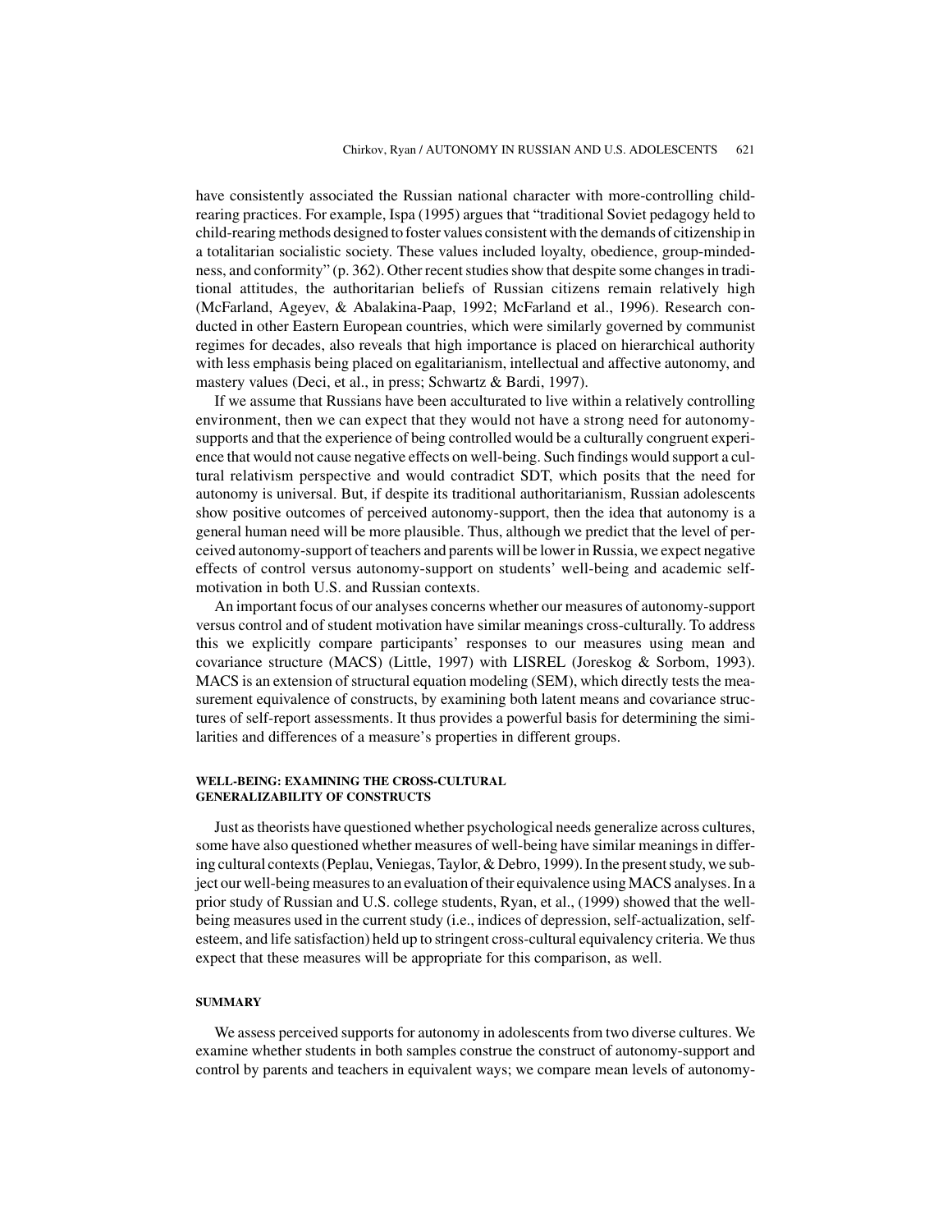have consistently associated the Russian national character with more-controlling child-rearing practices. For example, Ispa (1995) argues that "traditional Soviet pedagogy held to child-rearing methods designed to foster values consistent with the demands of citizenship in a totalitarian socialistic society. These values included loyalty, obedience, group-mindedness, and conformity" (p. 362). Other recent studies show that despite some changes in traditional attitudes, the authoritarian beliefs of Russian citizens remain relatively high (McFarland, Ageyev, & Abalakina-Paap, 1992; McFarland et al., 1996). Research conducted in other Eastern European countries, which were similarly governed by communist regimes for decades, also reveals that high importance is placed on hierarchical authority with less emphasis being placed on egalitarianism, intellectual and affective autonomy, and mastery values (Deci, et al., in press; Schwartz & Bardi, 1997).

If we assume that Russians have been acculturated to live within a relatively controlling environment, then we can expect that they would not have a strong need for autonomy-supports and that the experience of being controlled would be a culturally congruent experience that would not cause negative effects on well-being. Such findings would support a cultural relativism perspective and would contradict SDT, which posits that the need for autonomy is universal. But, if despite its traditional authoritarianism, Russian adolescents show positive outcomes of perceived autonomy-support, then the idea that autonomy is a general human need will be more plausible. Thus, although we predict that the level of perceived autonomy-support of teachers and parents will be lower in Russia, we expect negative effects of control versus autonomy-support on students' well-being and academic self-motivation in both U.S. and Russian contexts.

An important focus of our analyses concerns whether our measures of autonomy-support versus control and of student motivation have similar meanings cross-culturally. To address this we explicitly compare participants' responses to our measures using mean and covariance structure (MACS) (Little, 1997) with LISREL (Joreskog & Sorbom, 1993). MACS is an extension of structural equation modeling (SEM), which directly tests the measurement equivalence of constructs, by examining both latent means and covariance structures of self-report assessments. It thus provides a powerful basis for determining the similarities and differences of a measure's properties in different groups.

## WELL-BEING: EXAMINING THE CROSS-CULTURAL GENERALIZABILITY OF CONSTRUCTS

Just as theorists have questioned whether psychological needs generalize across cultures, some have also questioned whether measures of well-being have similar meanings in differing cultural contexts (Peplau, Veniegas, Taylor, & Debro, 1999). In the present study, we subject our well-being measures to an evaluation of their equivalence using MACS analyses. In a prior study of Russian and U.S. college students, Ryan, et al., (1999) showed that the well-being measures used in the current study (i.e., indices of depression, self-actualization, self-esteem, and life satisfaction) held up to stringent cross-cultural equivalency criteria. We thus expect that these measures will be appropriate for this comparison, as well.

## SUMMARY

We assess perceived supports for autonomy in adolescents from two diverse cultures. We examine whether students in both samples construe the construct of autonomy-support and control by parents and teachers in equivalent ways; we compare mean levels of autonomy-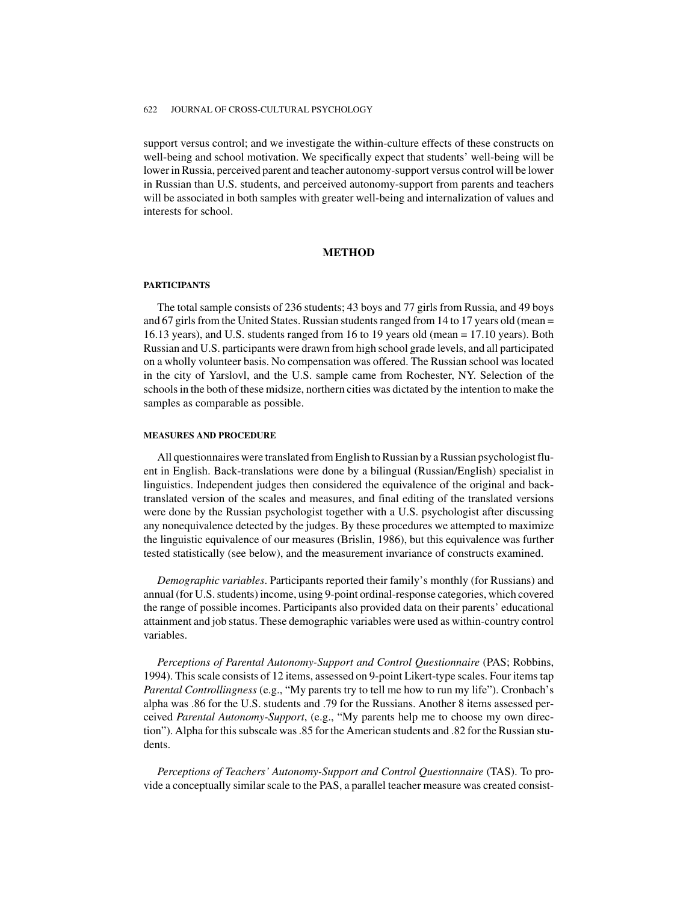support versus control; and we investigate the within-culture effects of these constructs on well-being and school motivation. We specifically expect that students' well-being will be lower in Russia, perceived parent and teacher autonomy-support versus control will be lower in Russian than U.S. students, and perceived autonomy-support from parents and teachers will be associated in both samples with greater well-being and internalization of values and interests for school.

## METHOD

### PARTICIPANTS

The total sample consists of 236 students; 43 boys and 77 girls from Russia, and 49 boys and 67 girls from the United States. Russian students ranged from 14 to 17 years old (mean = 16.13 years), and U.S. students ranged from 16 to 19 years old (mean = 17.10 years). Both Russian and U.S. participants were drawn from high school grade levels, and all participated on a wholly volunteer basis. No compensation was offered. The Russian school was located in the city of Yarslovl, and the U.S. sample came from Rochester, NY. Selection of the schools in the both of these midsize, northern cities was dictated by the intention to make the samples as comparable as possible.

### MEASURES AND PROCEDURE

All questionnaires were translated from English to Russian by a Russian psychologist fluent in English. Back-translations were done by a bilingual (Russian/English) specialist in linguistics. Independent judges then considered the equivalence of the original and back-translated version of the scales and measures, and final editing of the translated versions were done by the Russian psychologist together with a U.S. psychologist after discussing any nonequivalence detected by the judges. By these procedures we attempted to maximize the linguistic equivalence of our measures (Brislin, 1986), but this equivalence was further tested statistically (see below), and the measurement invariance of constructs examined.

*Demographic variables*. Participants reported their family's monthly (for Russians) and annual (for U.S. students) income, using 9-point ordinal-response categories, which covered the range of possible incomes. Participants also provided data on their parents' educational attainment and job status. These demographic variables were used as within-country control variables.

*Perceptions of Parental Autonomy-Support and Control Questionnaire* (PAS; Robbins, 1994). This scale consists of 12 items, assessed on 9-point Likert-type scales. Four items tap *Parental Controllingness* (e.g., "My parents try to tell me how to run my life"). Cronbach's alpha was .86 for the U.S. students and .79 for the Russians. Another 8 items assessed perceived *Parental Autonomy-Support*, (e.g., "My parents help me to choose my own direction"). Alpha for this subscale was .85 for the American students and .82 for the Russian students.

*Perceptions of Teachers' Autonomy-Support and Control Questionnaire* (TAS). To provide a conceptually similar scale to the PAS, a parallel teacher measure was created consist-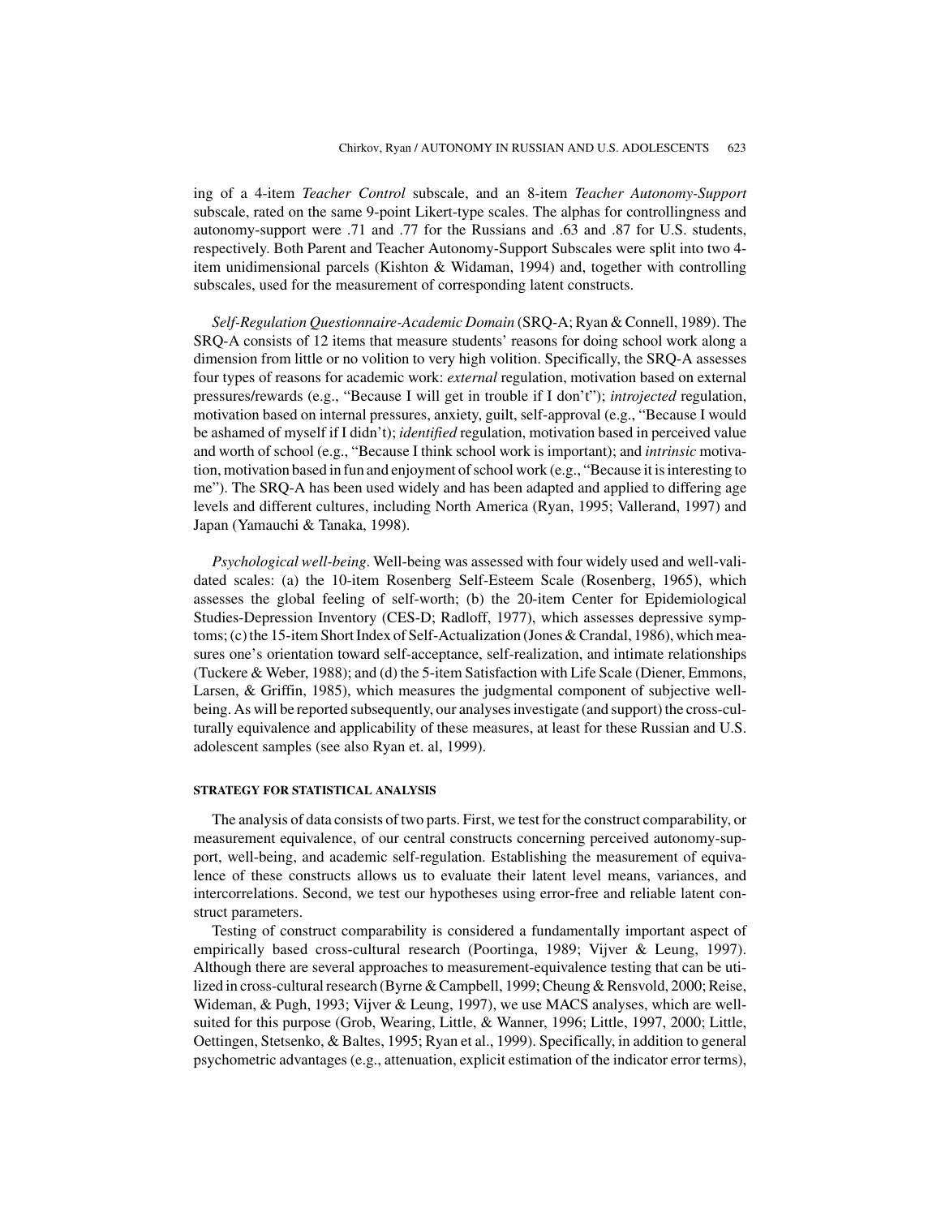ing of a 4-item *Teacher Control* subscale, and an 8-item *Teacher Autonomy-Support* subscale, rated on the same 9-point Likert-type scales. The alphas for controllingness and autonomy-support were .71 and .77 for the Russians and .63 and .87 for U.S. students, respectively. Both Parent and Teacher Autonomy-Support Subscales were split into two 4-item unidimensional parcels (Kishton & Widaman, 1994) and, together with controlling subscales, used for the measurement of corresponding latent constructs.

*Self-Regulation Questionnaire-Academic Domain* (SRQ-A; Ryan & Connell, 1989). The SRQ-A consists of 12 items that measure students' reasons for doing school work along a dimension from little or no volition to very high volition. Specifically, the SRQ-A assesses four types of reasons for academic work: *external* regulation, motivation based on external pressures/rewards (e.g., "Because I will get in trouble if I don't"); *introjected* regulation, motivation based on internal pressures, anxiety, guilt, self-approval (e.g., "Because I would be ashamed of myself if I didn't); *identified* regulation, motivation based in perceived value and worth of school (e.g., "Because I think school work is important); and *intrinsic* motivation, motivation based in fun and enjoyment of school work (e.g., "Because it is interesting to me"). The SRQ-A has been used widely and has been adapted and applied to differing age levels and different cultures, including North America (Ryan, 1995; Vallerand, 1997) and Japan (Yamauchi & Tanaka, 1998).

*Psychological well-being*. Well-being was assessed with four widely used and well-validated scales: (a) the 10-item Rosenberg Self-Esteem Scale (Rosenberg, 1965), which assesses the global feeling of self-worth; (b) the 20-item Center for Epidemiological Studies-Depression Inventory (CES-D; Radloff, 1977), which assesses depressive symptoms; (c) the 15-item Short Index of Self-Actualization (Jones & Crandal, 1986), which measures one's orientation toward self-acceptance, self-realization, and intimate relationships (Tuckere & Weber, 1988); and (d) the 5-item Satisfaction with Life Scale (Diener, Emmons, Larsen, & Griffin, 1985), which measures the judgmental component of subjective well-being. As will be reported subsequently, our analyses investigate (and support) the cross-culturally equivalence and applicability of these measures, at least for these Russian and U.S. adolescent samples (see also Ryan et. al, 1999).

#### STRATEGY FOR STATISTICAL ANALYSIS

The analysis of data consists of two parts. First, we test for the construct comparability, or measurement equivalence, of our central constructs concerning perceived autonomy-support, well-being, and academic self-regulation. Establishing the measurement of equivalence of these constructs allows us to evaluate their latent level means, variances, and intercorrelations. Second, we test our hypotheses using error-free and reliable latent construct parameters.

Testing of construct comparability is considered a fundamentally important aspect of empirically based cross-cultural research (Poortinga, 1989; Vijver & Leung, 1997). Although there are several approaches to measurement-equivalence testing that can be utilized in cross-cultural research (Byrne & Campbell, 1999; Cheung & Rensvold, 2000; Reise, Wideman, & Pugh, 1993; Vijver & Leung, 1997), we use MACS analyses, which are well-suited for this purpose (Grob, Wearing, Little, & Wanner, 1996; Little, 1997, 2000; Little, Oettingen, Stetsenko, & Baltes, 1995; Ryan et al., 1999). Specifically, in addition to general psychometric advantages (e.g., attenuation, explicit estimation of the indicator error terms),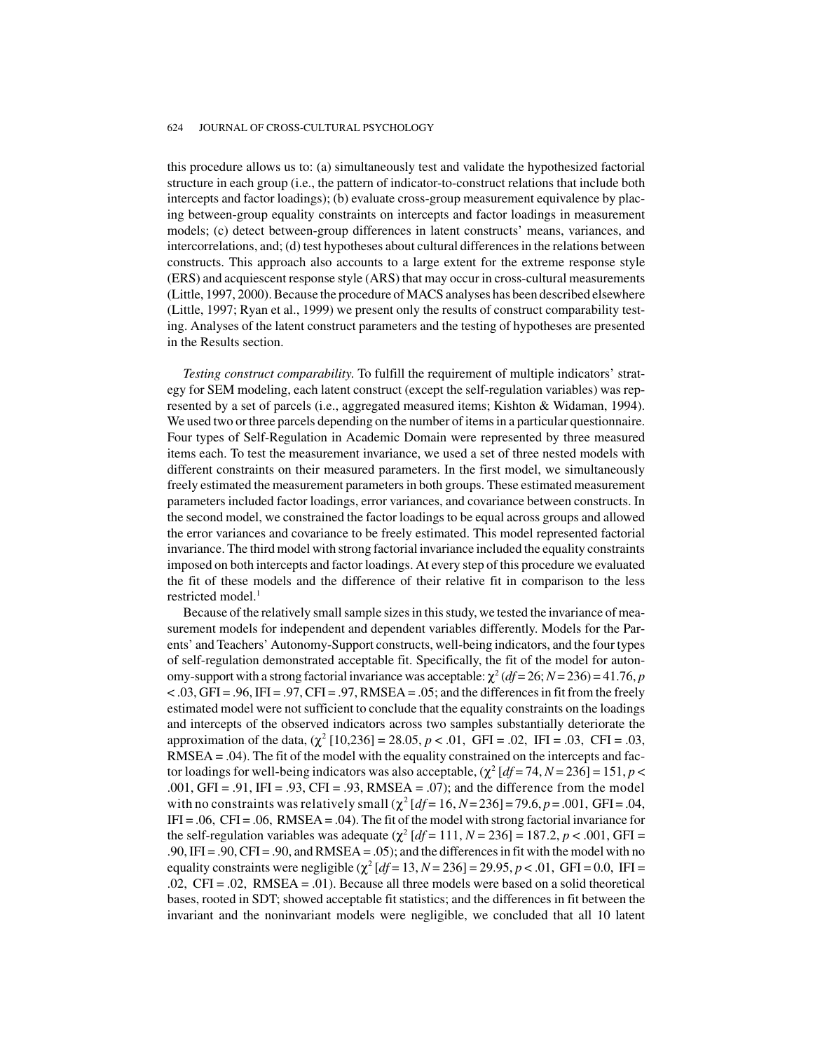this procedure allows us to: (a) simultaneously test and validate the hypothesized factorial structure in each group (i.e., the pattern of indicator-to-construct relations that include both intercepts and factor loadings); (b) evaluate cross-group measurement equivalence by placing between-group equality constraints on intercepts and factor loadings in measurement models; (c) detect between-group differences in latent constructs' means, variances, and intercorrelations, and; (d) test hypotheses about cultural differences in the relations between constructs. This approach also accounts to a large extent for the extreme response style (ERS) and acquiescent response style (ARS) that may occur in cross-cultural measurements (Little, 1997, 2000). Because the procedure of MACS analyses has been described elsewhere (Little, 1997; Ryan et al., 1999) we present only the results of construct comparability testing. Analyses of the latent construct parameters and the testing of hypotheses are presented in the Results section.

*Testing construct comparability.* To fulfill the requirement of multiple indicators' strategy for SEM modeling, each latent construct (except the self-regulation variables) was represented by a set of parcels (i.e., aggregated measured items; Kishton & Widaman, 1994). We used two or three parcels depending on the number of items in a particular questionnaire. Four types of Self-Regulation in Academic Domain were represented by three measured items each. To test the measurement invariance, we used a set of three nested models with different constraints on their measured parameters. In the first model, we simultaneously freely estimated the measurement parameters in both groups. These estimated measurement parameters included factor loadings, error variances, and covariance between constructs. In the second model, we constrained the factor loadings to be equal across groups and allowed the error variances and covariance to be freely estimated. This model represented factorial invariance. The third model with strong factorial invariance included the equality constraints imposed on both intercepts and factor loadings. At every step of this procedure we evaluated the fit of these models and the difference of their relative fit in comparison to the less restricted model.[1]

Because of the relatively small sample sizes in this study, we tested the invariance of measurement models for independent and dependent variables differently. Models for the Parents' and Teachers' Autonomy-Support constructs, well-being indicators, and the four types of self-regulation demonstrated acceptable fit. Specifically, the fit of the model for autonomy-support with a strong factorial invariance was acceptable: $\chi^2$ ($df$ = 26; $N$ = 236) = 41.76, $p$ < .03, GFI = .96, IFI = .97, CFI = .97, RMSEA = .05; and the differences in fit from the freely estimated model were not sufficient to conclude that the equality constraints on the loadings and intercepts of the observed indicators across two samples substantially deteriorate the approximation of the data, ($\chi^2$ [10,236] = 28.05, $p$ < .01, GFI = .02, IFI = .03, CFI = .03, RMSEA = .04). The fit of the model with the equality constrained on the intercepts and factor loadings for well-being indicators was also acceptable, ($\chi^2$ [$df$ = 74, $N$ = 236] = 151, $p$ < .001, GFI = .91, IFI = .93, CFI = .93, RMSEA = .07); and the difference from the model with no constraints was relatively small ($\chi^2$ [$df$ = 16, $N$ = 236] = 79.6, $p$ = .001, GFI = .04, IFI = .06, CFI = .06, RMSEA = .04). The fit of the model with strong factorial invariance for the self-regulation variables was adequate ($\chi^2$ [$df$ = 111, $N$ = 236] = 187.2, $p$ < .001, GFI = .90, IFI = .90, CFI = .90, and RMSEA = .05); and the differences in fit with the model with no equality constraints were negligible ($\chi^2$ [$df$ = 13, $N$ = 236] = 29.95, $p$ < .01, GFI = 0.0, IFI = .02, CFI = .02, RMSEA = .01). Because all three models were based on a solid theoretical bases, rooted in SDT; showed acceptable fit statistics; and the differences in fit between the invariant and the noninvariant models were negligible, we concluded that all 10 latent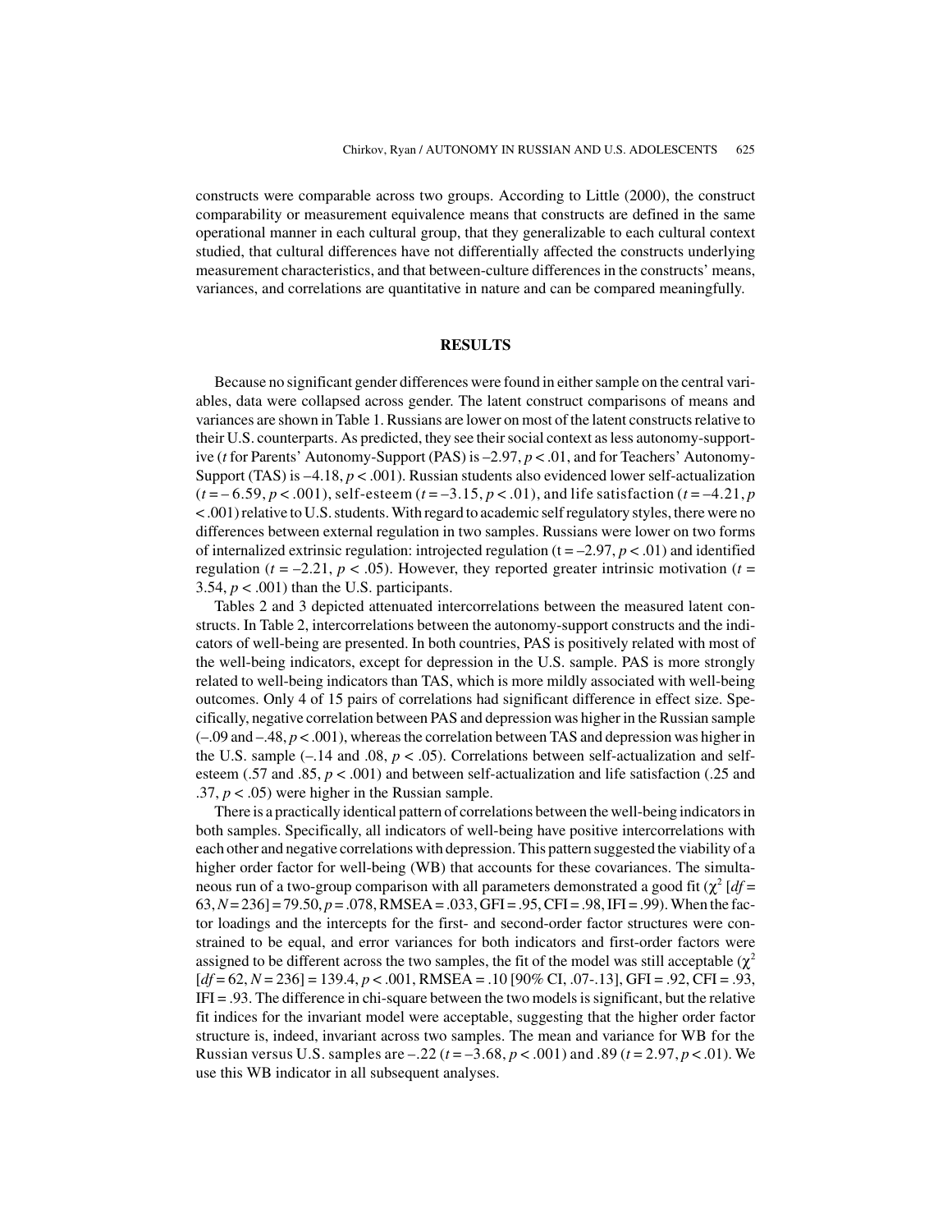constructs were comparable across two groups. According to Little (2000), the construct comparability or measurement equivalence means that constructs are defined in the same operational manner in each cultural group, that they generalizable to each cultural context studied, that cultural differences have not differentially affected the constructs underlying measurement characteristics, and that between-culture differences in the constructs' means, variances, and correlations are quantitative in nature and can be compared meaningfully.

## RESULTS

Because no significant gender differences were found in either sample on the central variables, data were collapsed across gender. The latent construct comparisons of means and variances are shown in Table 1. Russians are lower on most of the latent constructs relative to their U.S. counterparts. As predicted, they see their social context as less autonomy-supportive ($t$ for Parents' Autonomy-Support (PAS) is –2.97, $p < .01$, and for Teachers' Autonomy-Support (TAS) is –4.18, $p < .001$). Russian students also evidenced lower self-actualization ($t = -6.59$, $p < .001$), self-esteem ($t = -3.15$, $p < .01$), and life satisfaction ($t = -4.21$, $p < .001$) relative to U.S. students. With regard to academic self regulatory styles, there were no differences between external regulation in two samples. Russians were lower on two forms of internalized extrinsic regulation: introjected regulation ($t = -2.97$, $p < .01$) and identified regulation ($t = -2.21$, $p < .05$). However, they reported greater intrinsic motivation ($t = 3.54$, $p < .001$) than the U.S. participants.

Tables 2 and 3 depicted attenuated intercorrelations between the measured latent constructs. In Table 2, intercorrelations between the autonomy-support constructs and the indicators of well-being are presented. In both countries, PAS is positively related with most of the well-being indicators, except for depression in the U.S. sample. PAS is more strongly related to well-being indicators than TAS, which is more mildly associated with well-being outcomes. Only 4 of 15 pairs of correlations had significant difference in effect size. Specifically, negative correlation between PAS and depression was higher in the Russian sample (–.09 and –.48, $p < .001$), whereas the correlation between TAS and depression was higher in the U.S. sample (–.14 and .08, $p < .05$). Correlations between self-actualization and self-esteem (.57 and .85, $p < .001$) and between self-actualization and life satisfaction (.25 and .37, $p < .05$) were higher in the Russian sample.

There is a practically identical pattern of correlations between the well-being indicators in both samples. Specifically, all indicators of well-being have positive intercorrelations with each other and negative correlations with depression. This pattern suggested the viability of a higher order factor for well-being (WB) that accounts for these covariances. The simultaneous run of a two-group comparison with all parameters demonstrated a good fit ($\chi^2$ [$df$ = 63, $N$ = 236] = 79.50, $p$ = .078, RMSEA = .033, GFI = .95, CFI = .98, IFI = .99). When the factor loadings and the intercepts for the first- and second-order factor structures were constrained to be equal, and error variances for both indicators and first-order factors were assigned to be different across the two samples, the fit of the model was still acceptable ($\chi^2$ [$df$ = 62, $N$ = 236] = 139.4, $p < .001$, RMSEA = .10 [90% CI, .07-.13], GFI = .92, CFI = .93, IFI = .93. The difference in chi-square between the two models is significant, but the relative fit indices for the invariant model were acceptable, suggesting that the higher order factor structure is, indeed, invariant across two samples. The mean and variance for WB for the Russian versus U.S. samples are –.22 ($t = -3.68$, $p < .001$) and .89 ($t = 2.97$, $p < .01$). We use this WB indicator in all subsequent analyses.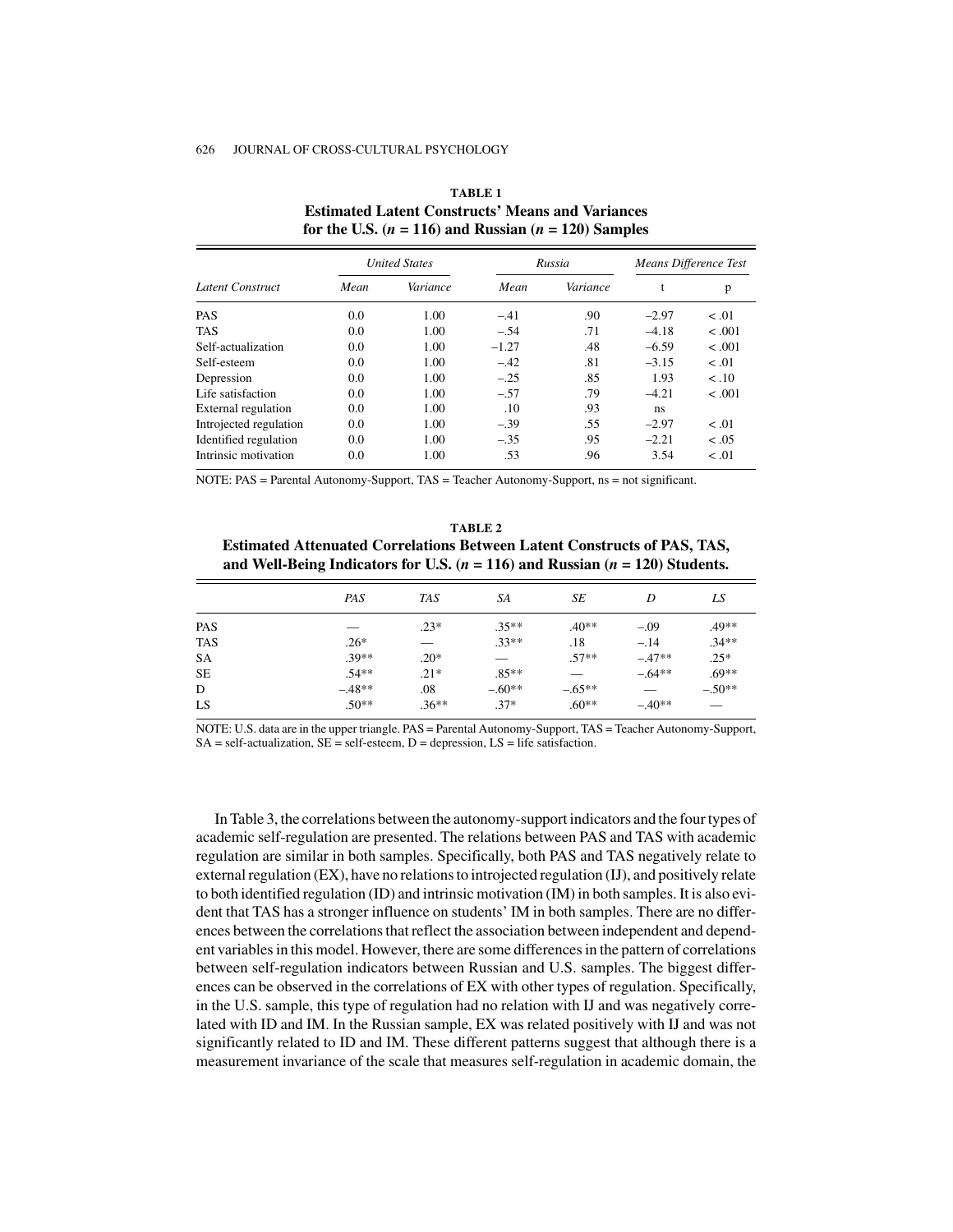**TABLE 1**
**Estimated Latent Constructs' Means and Variances for the U.S. ($n$ = 116) and Russian ($n$ = 120) Samples**

| | *United States* | | *Russia* | | *Means Difference Test* | |
|---|---|---|---|---|---|---|
| *Latent Construct* | *Mean* | *Variance* | *Mean* | *Variance* | t | p |
| PAS | 0.0 | 1.00 | –.41 | .90 | –2.97 | < .01 |
| TAS | 0.0 | 1.00 | –.54 | .71 | –4.18 | < .001 |
| Self-actualization | 0.0 | 1.00 | –1.27 | .48 | –6.59 | < .001 |
| Self-esteem | 0.0 | 1.00 | –.42 | .81 | –3.15 | < .01 |
| Depression | 0.0 | 1.00 | –.25 | .85 | 1.93 | < .10 |
| Life satisfaction | 0.0 | 1.00 | –.57 | .79 | –4.21 | < .001 |
| External regulation | 0.0 | 1.00 | .10 | .93 | ns | |
| Introjected regulation | 0.0 | 1.00 | –.39 | .55 | –2.97 | < .01 |
| Identified regulation | 0.0 | 1.00 | –.35 | .95 | –2.21 | < .05 |
| Intrinsic motivation | 0.0 | 1.00 | .53 | .96 | 3.54 | < .01 |

NOTE: PAS = Parental Autonomy-Support, TAS = Teacher Autonomy-Support, ns = not significant.

**TABLE 2**
**Estimated Attenuated Correlations Between Latent Constructs of PAS, TAS, and Well-Being Indicators for U.S. ($n$ = 116) and Russian ($n$ = 120) Students.**

| | *PAS* | *TAS* | *SA* | *SE* | *D* | *LS* |
|---|---|---|---|---|---|---|
| PAS | — | .23* | .35** | .40** | –.09 | .49** |
| TAS | .26* | — | .33** | .18 | –.14 | .34** |
| SA | .39** | .20* | — | .57** | –.47** | .25* |
| SE | .54** | .21* | .85** | — | –.64** | .69** |
| D | –.48** | .08 | –.60** | –.65** | — | –.50** |
| LS | .50** | .36** | .37* | .60** | –.40** | — |

NOTE: U.S. data are in the upper triangle. PAS = Parental Autonomy-Support, TAS = Teacher Autonomy-Support, SA = self-actualization, SE = self-esteem, D = depression, LS = life satisfaction.

In Table 3, the correlations between the autonomy-support indicators and the four types of academic self-regulation are presented. The relations between PAS and TAS with academic regulation are similar in both samples. Specifically, both PAS and TAS negatively relate to external regulation (EX), have no relations to introjected regulation (IJ), and positively relate to both identified regulation (ID) and intrinsic motivation (IM) in both samples. It is also evident that TAS has a stronger influence on students' IM in both samples. There are no differences between the correlations that reflect the association between independent and dependent variables in this model. However, there are some differences in the pattern of correlations between self-regulation indicators between Russian and U.S. samples. The biggest differences can be observed in the correlations of EX with other types of regulation. Specifically, in the U.S. sample, this type of regulation had no relation with IJ and was negatively correlated with ID and IM. In the Russian sample, EX was related positively with IJ and was not significantly related to ID and IM. These different patterns suggest that although there is a measurement invariance of the scale that measures self-regulation in academic domain, the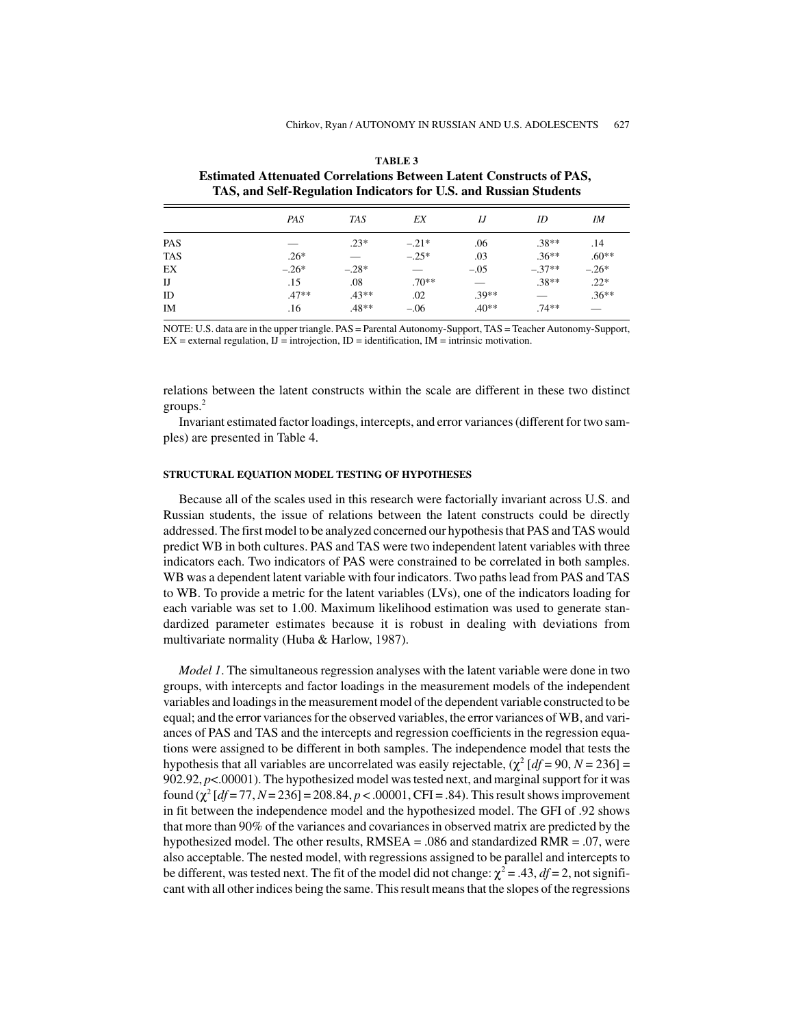**TABLE 3**
**Estimated Attenuated Correlations Between Latent Constructs of PAS, TAS, and Self-Regulation Indicators for U.S. and Russian Students**

| | *PAS* | *TAS* | *EX* | *IJ* | *ID* | *IM* |
|---|---|---|---|---|---|---|
| PAS | — | .23* | –.21* | .06 | .38** | .14 |
| TAS | .26* | — | –.25* | .03 | .36** | .60** |
| EX | –.26* | –.28* | — | –.05 | –.37** | –.26* |
| IJ | .15 | .08 | .70** | — | .38** | .22* |
| ID | .47** | .43** | .02 | .39** | — | .36** |
| IM | .16 | .48** | –.06 | .40** | .74** | — |

NOTE: U.S. data are in the upper triangle. PAS = Parental Autonomy-Support, TAS = Teacher Autonomy-Support, EX = external regulation, IJ = introjection, ID = identification, IM = intrinsic motivation.

relations between the latent constructs within the scale are different in these two distinct groups.[2]

Invariant estimated factor loadings, intercepts, and error variances (different for two samples) are presented in Table 4.

#### STRUCTURAL EQUATION MODEL TESTING OF HYPOTHESES

Because all of the scales used in this research were factorially invariant across U.S. and Russian students, the issue of relations between the latent constructs could be directly addressed. The first model to be analyzed concerned our hypothesis that PAS and TAS would predict WB in both cultures. PAS and TAS were two independent latent variables with three indicators each. Two indicators of PAS were constrained to be correlated in both samples. WB was a dependent latent variable with four indicators. Two paths lead from PAS and TAS to WB. To provide a metric for the latent variables (LVs), one of the indicators loading for each variable was set to 1.00. Maximum likelihood estimation was used to generate standardized parameter estimates because it is robust in dealing with deviations from multivariate normality (Huba & Harlow, 1987).

*Model 1*. The simultaneous regression analyses with the latent variable were done in two groups, with intercepts and factor loadings in the measurement models of the independent variables and loadings in the measurement model of the dependent variable constructed to be equal; and the error variances for the observed variables, the error variances of WB, and variances of PAS and TAS and the intercepts and regression coefficients in the regression equations were assigned to be different in both samples. The independence model that tests the hypothesis that all variables are uncorrelated was easily rejectable, ($\chi^2$ [$df$ = 90, $N$ = 236] = 902.92, $p$<.00001). The hypothesized model was tested next, and marginal support for it was found ($\chi^2$ [$df$ = 77, $N$ = 236] = 208.84, $p$ < .00001, CFI = .84). This result shows improvement in fit between the independence model and the hypothesized model. The GFI of .92 shows that more than 90% of the variances and covariances in observed matrix are predicted by the hypothesized model. The other results, RMSEA = .086 and standardized RMR = .07, were also acceptable. The nested model, with regressions assigned to be parallel and intercepts to be different, was tested next. The fit of the model did not change: $\chi^2$ = .43, $df$ = 2, not significant with all other indices being the same. This result means that the slopes of the regressions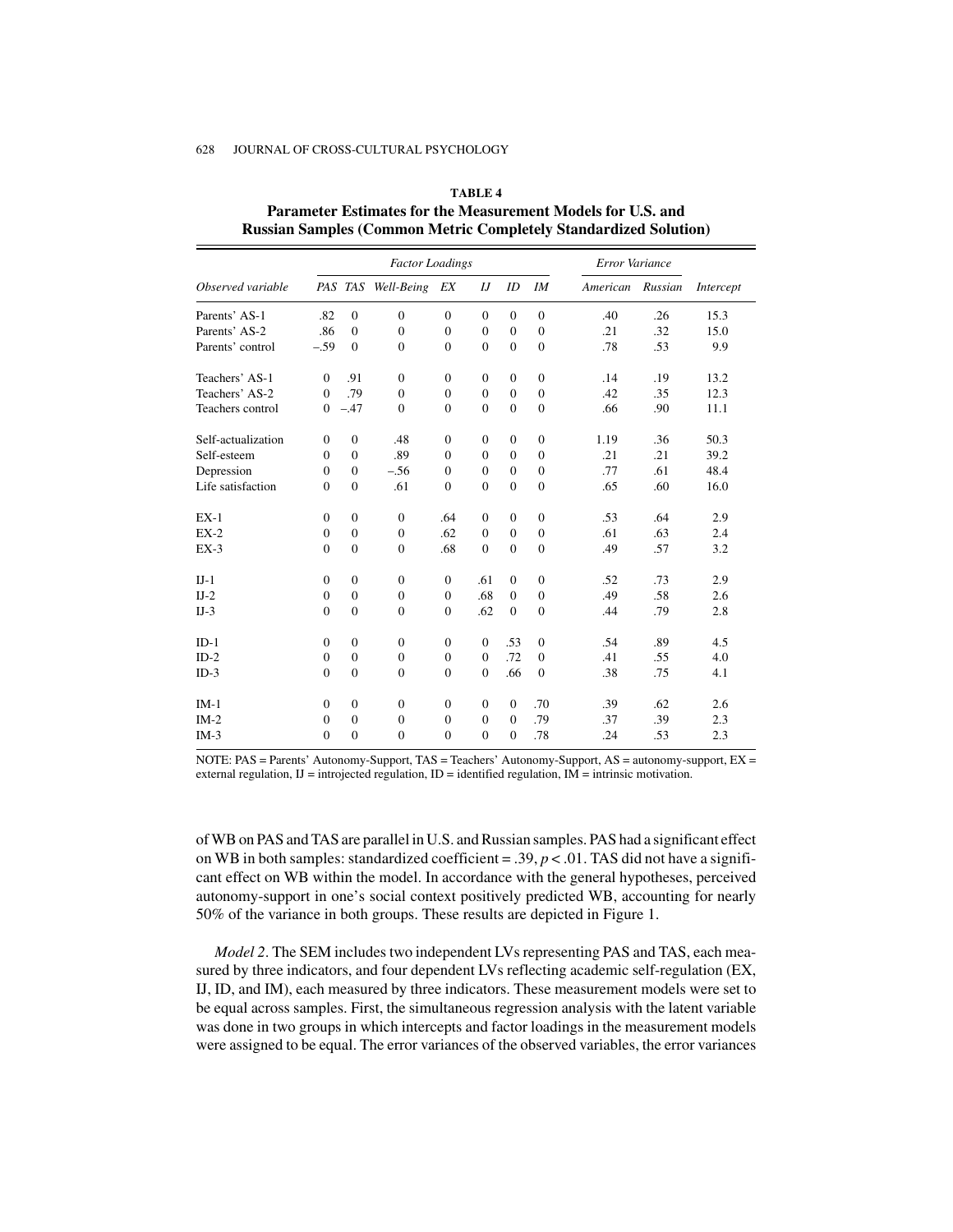**TABLE 4**
**Parameter Estimates for the Measurement Models for U.S. and Russian Samples (Common Metric Completely Standardized Solution)**

| | *Factor Loadings* | | | | | | | *Error Variance* | | |
|---|---|---|---|---|---|---|---|---|---|---|
| *Observed variable* | *PAS* | *TAS* | *Well-Being* | *EX* | *IJ* | *ID* | *IM* | *American* | *Russian* | *Intercept* |
| Parents' AS-1 | .82 | 0 | 0 | 0 | 0 | 0 | 0 | .40 | .26 | 15.3 |
| Parents' AS-2 | .86 | 0 | 0 | 0 | 0 | 0 | 0 | .21 | .32 | 15.0 |
| Parents' control | −.59 | 0 | 0 | 0 | 0 | 0 | 0 | .78 | .53 | 9.9 |
| Teachers' AS-1 | 0 | .91 | 0 | 0 | 0 | 0 | 0 | .14 | .19 | 13.2 |
| Teachers' AS-2 | 0 | .79 | 0 | 0 | 0 | 0 | 0 | .42 | .35 | 12.3 |
| Teachers control | 0 | −.47 | 0 | 0 | 0 | 0 | 0 | .66 | .90 | 11.1 |
| Self-actualization | 0 | 0 | .48 | 0 | 0 | 0 | 0 | 1.19 | .36 | 50.3 |
| Self-esteem | 0 | 0 | .89 | 0 | 0 | 0 | 0 | .21 | .21 | 39.2 |
| Depression | 0 | 0 | −.56 | 0 | 0 | 0 | 0 | .77 | .61 | 48.4 |
| Life satisfaction | 0 | 0 | .61 | 0 | 0 | 0 | 0 | .65 | .60 | 16.0 |
| EX-1 | 0 | 0 | 0 | .64 | 0 | 0 | 0 | .53 | .64 | 2.9 |
| EX-2 | 0 | 0 | 0 | .62 | 0 | 0 | 0 | .61 | .63 | 2.4 |
| EX-3 | 0 | 0 | 0 | .68 | 0 | 0 | 0 | .49 | .57 | 3.2 |
| IJ-1 | 0 | 0 | 0 | 0 | .61 | 0 | 0 | .52 | .73 | 2.9 |
| IJ-2 | 0 | 0 | 0 | 0 | .68 | 0 | 0 | .49 | .58 | 2.6 |
| IJ-3 | 0 | 0 | 0 | 0 | .62 | 0 | 0 | .44 | .79 | 2.8 |
| ID-1 | 0 | 0 | 0 | 0 | 0 | .53 | 0 | .54 | .89 | 4.5 |
| ID-2 | 0 | 0 | 0 | 0 | 0 | .72 | 0 | .41 | .55 | 4.0 |
| ID-3 | 0 | 0 | 0 | 0 | 0 | .66 | 0 | .38 | .75 | 4.1 |
| IM-1 | 0 | 0 | 0 | 0 | 0 | 0 | .70 | .39 | .62 | 2.6 |
| IM-2 | 0 | 0 | 0 | 0 | 0 | 0 | .79 | .37 | .39 | 2.3 |
| IM-3 | 0 | 0 | 0 | 0 | 0 | 0 | .78 | .24 | .53 | 2.3 |

NOTE: PAS = Parents' Autonomy-Support, TAS = Teachers' Autonomy-Support, AS = autonomy-support, EX = external regulation, IJ = introjected regulation, ID = identified regulation, IM = intrinsic motivation.

of WB on PAS and TAS are parallel in U.S. and Russian samples. PAS had a significant effect on WB in both samples: standardized coefficient = .39, $p < .01$. TAS did not have a significant effect on WB within the model. In accordance with the general hypotheses, perceived autonomy-support in one's social context positively predicted WB, accounting for nearly 50% of the variance in both groups. These results are depicted in Figure 1.

*Model 2*. The SEM includes two independent LVs representing PAS and TAS, each measured by three indicators, and four dependent LVs reflecting academic self-regulation (EX, IJ, ID, and IM), each measured by three indicators. These measurement models were set to be equal across samples. First, the simultaneous regression analysis with the latent variable was done in two groups in which intercepts and factor loadings in the measurement models were assigned to be equal. The error variances of the observed variables, the error variances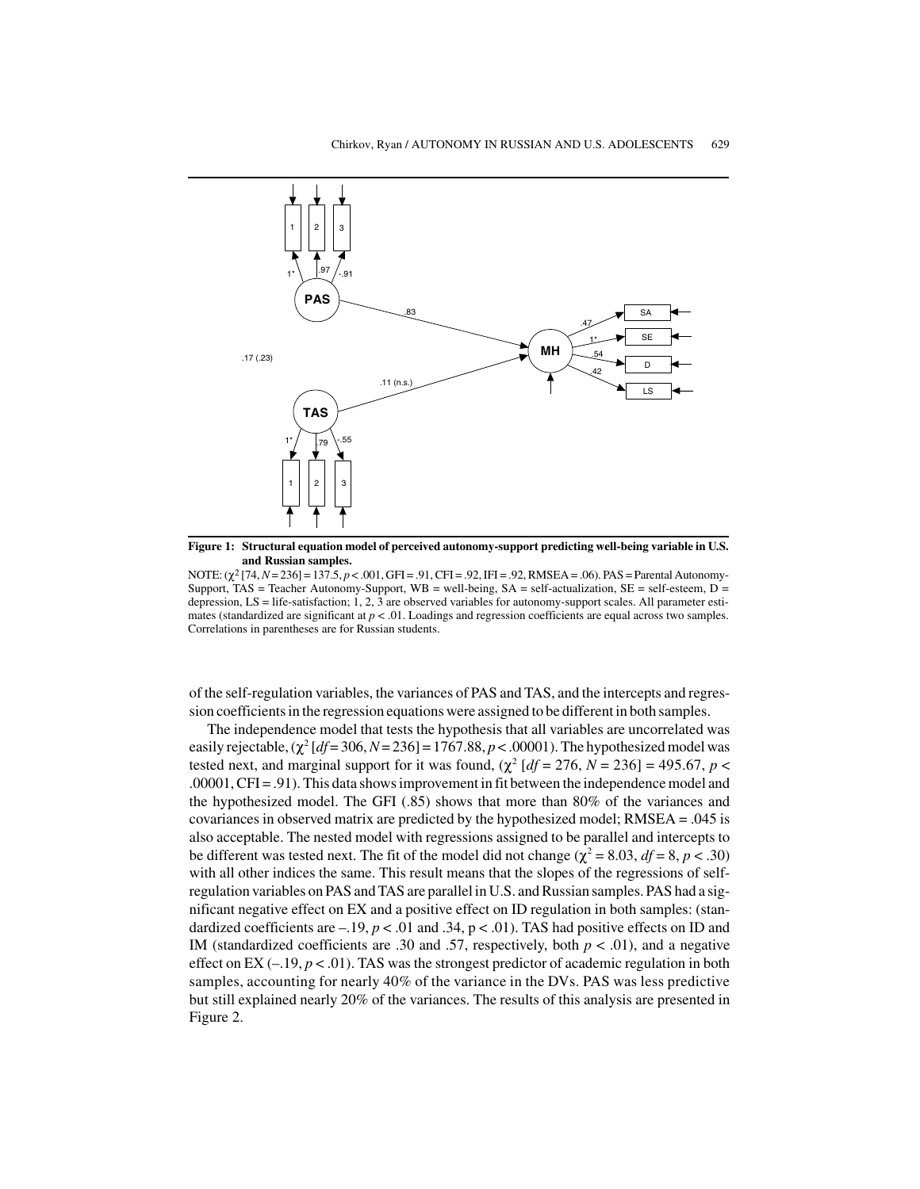**Figure 1: Structural equation model of perceived autonomy-support predicting well-being variable in U.S. and Russian samples.**

NOTE: ($\chi^2$ [74, $N$ = 236] = 137.5, $p$ < .001, GFI = .91, CFI = .92, IFI = .92, RMSEA = .06). PAS = Parental Autonomy-Support, TAS = Teacher Autonomy-Support, WB = well-being, SA = self-actualization, SE = self-esteem, D = depression, LS = life-satisfaction; 1, 2, 3 are observed variables for autonomy-support scales. All parameter estimates (standardized are significant at $p$ < .01. Loadings and regression coefficients are equal across two samples. Correlations in parentheses are for Russian students.

of the self-regulation variables, the variances of PAS and TAS, and the intercepts and regression coefficients in the regression equations were assigned to be different in both samples.

The independence model that tests the hypothesis that all variables are uncorrelated was easily rejectable, ($\chi^2$ [$df$ = 306, $N$ = 236] = 1767.88, $p$ < .00001). The hypothesized model was tested next, and marginal support for it was found, ($\chi^2$ [$df$ = 276, $N$ = 236] = 495.67, $p$ < .00001, CFI = .91). This data shows improvement in fit between the independence model and the hypothesized model. The GFI (.85) shows that more than 80% of the variances and covariances in observed matrix are predicted by the hypothesized model; RMSEA = .045 is also acceptable. The nested model with regressions assigned to be parallel and intercepts to be different was tested next. The fit of the model did not change ($\chi^2$ = 8.03, $df$ = 8, $p$ < .30) with all other indices the same. This result means that the slopes of the regressions of self-regulation variables on PAS and TAS are parallel in U.S. and Russian samples. PAS had a significant negative effect on EX and a positive effect on ID regulation in both samples: (standardized coefficients are –.19, $p$ < .01 and .34, p < .01). TAS had positive effects on ID and IM (standardized coefficients are .30 and .57, respectively, both $p$ < .01), and a negative effect on EX (–.19, $p$ < .01). TAS was the strongest predictor of academic regulation in both samples, accounting for nearly 40% of the variance in the DVs. PAS was less predictive but still explained nearly 20% of the variances. The results of this analysis are presented in Figure 2.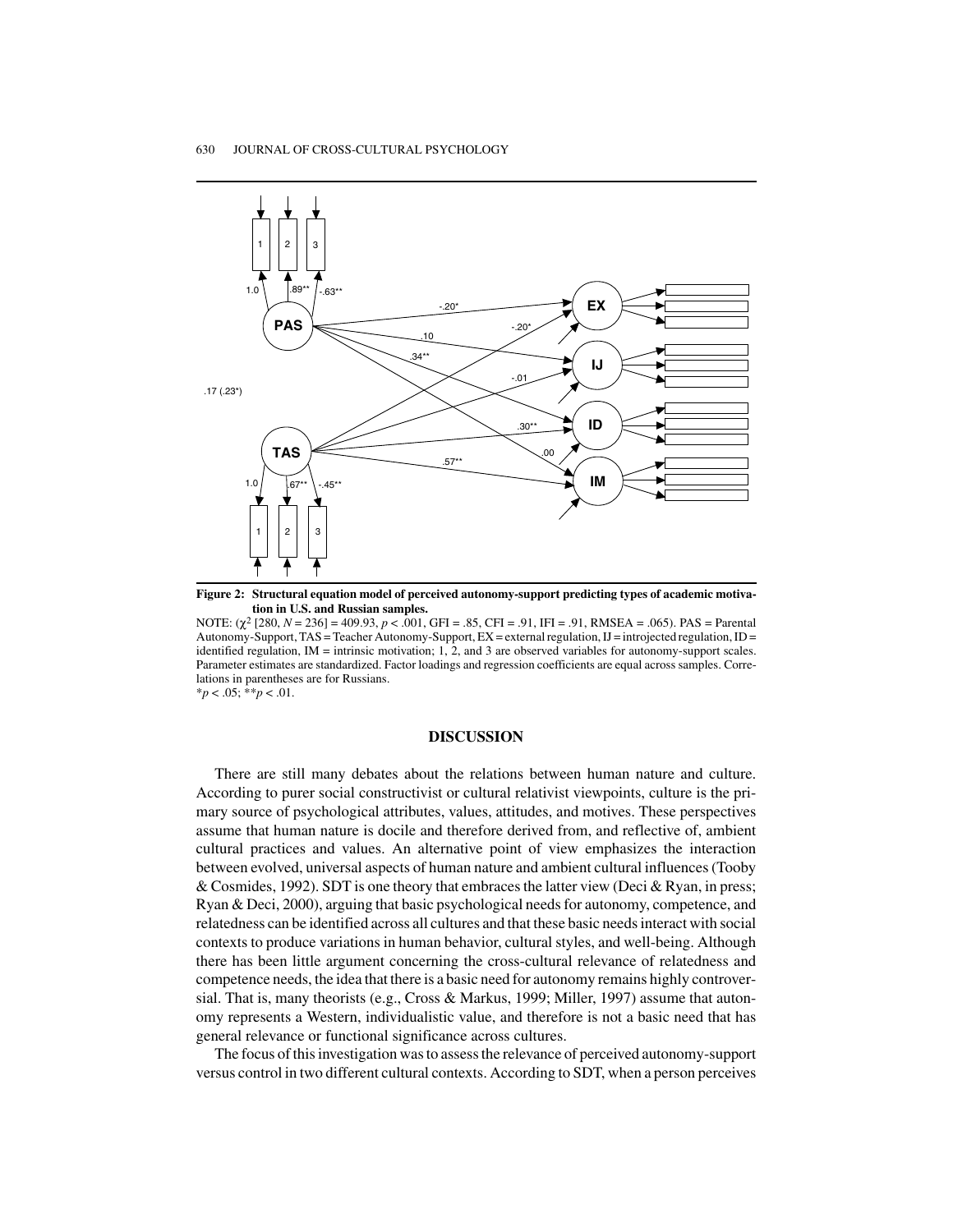**Figure 2: Structural equation model of perceived autonomy-support predicting types of academic motivation in U.S. and Russian samples.**

NOTE: ($\chi^2$ [280, $N$ = 236] = 409.93, $p$ < .001, GFI = .85, CFI = .91, IFI = .91, RMSEA = .065). PAS = Parental Autonomy-Support, TAS = Teacher Autonomy-Support, EX = external regulation, IJ = introjected regulation, ID = identified regulation, IM = intrinsic motivation; 1, 2, and 3 are observed variables for autonomy-support scales. Parameter estimates are standardized. Factor loadings and regression coefficients are equal across samples. Correlations in parentheses are for Russians.

*$p$ < .05; **$p$ < .01.

## DISCUSSION

There are still many debates about the relations between human nature and culture. According to purer social constructivist or cultural relativist viewpoints, culture is the primary source of psychological attributes, values, attitudes, and motives. These perspectives assume that human nature is docile and therefore derived from, and reflective of, ambient cultural practices and values. An alternative point of view emphasizes the interaction between evolved, universal aspects of human nature and ambient cultural influences (Tooby & Cosmides, 1992). SDT is one theory that embraces the latter view (Deci & Ryan, in press; Ryan & Deci, 2000), arguing that basic psychological needs for autonomy, competence, and relatedness can be identified across all cultures and that these basic needs interact with social contexts to produce variations in human behavior, cultural styles, and well-being. Although there has been little argument concerning the cross-cultural relevance of relatedness and competence needs, the idea that there is a basic need for autonomy remains highly controversial. That is, many theorists (e.g., Cross & Markus, 1999; Miller, 1997) assume that autonomy represents a Western, individualistic value, and therefore is not a basic need that has general relevance or functional significance across cultures.

The focus of this investigation was to assess the relevance of perceived autonomy-support versus control in two different cultural contexts. According to SDT, when a person perceives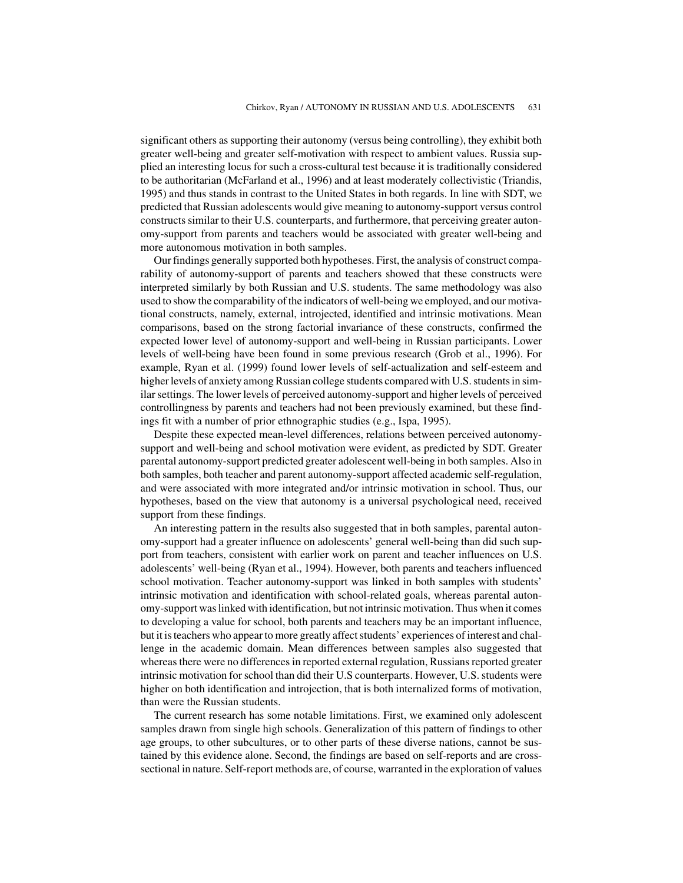significant others as supporting their autonomy (versus being controlling), they exhibit both greater well-being and greater self-motivation with respect to ambient values. Russia supplied an interesting locus for such a cross-cultural test because it is traditionally considered to be authoritarian (McFarland et al., 1996) and at least moderately collectivistic (Triandis, 1995) and thus stands in contrast to the United States in both regards. In line with SDT, we predicted that Russian adolescents would give meaning to autonomy-support versus control constructs similar to their U.S. counterparts, and furthermore, that perceiving greater autonomy-support from parents and teachers would be associated with greater well-being and more autonomous motivation in both samples.

Our findings generally supported both hypotheses. First, the analysis of construct comparability of autonomy-support of parents and teachers showed that these constructs were interpreted similarly by both Russian and U.S. students. The same methodology was also used to show the comparability of the indicators of well-being we employed, and our motivational constructs, namely, external, introjected, identified and intrinsic motivations. Mean comparisons, based on the strong factorial invariance of these constructs, confirmed the expected lower level of autonomy-support and well-being in Russian participants. Lower levels of well-being have been found in some previous research (Grob et al., 1996). For example, Ryan et al. (1999) found lower levels of self-actualization and self-esteem and higher levels of anxiety among Russian college students compared with U.S. students in similar settings. The lower levels of perceived autonomy-support and higher levels of perceived controllingness by parents and teachers had not been previously examined, but these findings fit with a number of prior ethnographic studies (e.g., Ispa, 1995).

Despite these expected mean-level differences, relations between perceived autonomy-support and well-being and school motivation were evident, as predicted by SDT. Greater parental autonomy-support predicted greater adolescent well-being in both samples. Also in both samples, both teacher and parent autonomy-support affected academic self-regulation, and were associated with more integrated and/or intrinsic motivation in school. Thus, our hypotheses, based on the view that autonomy is a universal psychological need, received support from these findings.

An interesting pattern in the results also suggested that in both samples, parental autonomy-support had a greater influence on adolescents' general well-being than did such support from teachers, consistent with earlier work on parent and teacher influences on U.S. adolescents' well-being (Ryan et al., 1994). However, both parents and teachers influenced school motivation. Teacher autonomy-support was linked in both samples with students' intrinsic motivation and identification with school-related goals, whereas parental autonomy-support was linked with identification, but not intrinsic motivation. Thus when it comes to developing a value for school, both parents and teachers may be an important influence, but it is teachers who appear to more greatly affect students' experiences of interest and challenge in the academic domain. Mean differences between samples also suggested that whereas there were no differences in reported external regulation, Russians reported greater intrinsic motivation for school than did their U.S counterparts. However, U.S. students were higher on both identification and introjection, that is both internalized forms of motivation, than were the Russian students.

The current research has some notable limitations. First, we examined only adolescent samples drawn from single high schools. Generalization of this pattern of findings to other age groups, to other subcultures, or to other parts of these diverse nations, cannot be sustained by this evidence alone. Second, the findings are based on self-reports and are cross-sectional in nature. Self-report methods are, of course, warranted in the exploration of values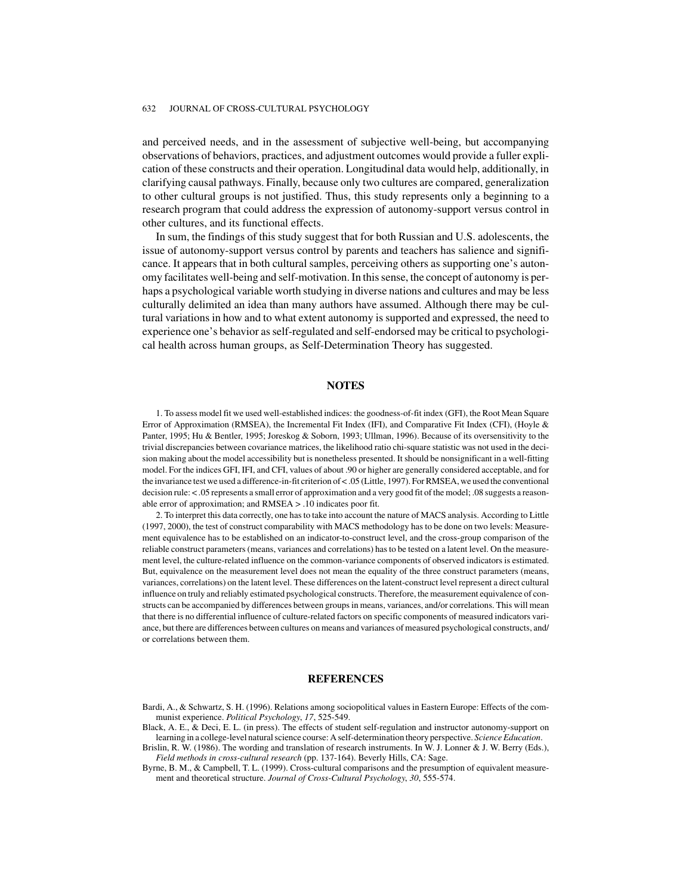and perceived needs, and in the assessment of subjective well-being, but accompanying observations of behaviors, practices, and adjustment outcomes would provide a fuller explication of these constructs and their operation. Longitudinal data would help, additionally, in clarifying causal pathways. Finally, because only two cultures are compared, generalization to other cultural groups is not justified. Thus, this study represents only a beginning to a research program that could address the expression of autonomy-support versus control in other cultures, and its functional effects.

In sum, the findings of this study suggest that for both Russian and U.S. adolescents, the issue of autonomy-support versus control by parents and teachers has salience and significance. It appears that in both cultural samples, perceiving others as supporting one's autonomy facilitates well-being and self-motivation. In this sense, the concept of autonomy is perhaps a psychological variable worth studying in diverse nations and cultures and may be less culturally delimited an idea than many authors have assumed. Although there may be cultural variations in how and to what extent autonomy is supported and expressed, the need to experience one's behavior as self-regulated and self-endorsed may be critical to psychological health across human groups, as Self-Determination Theory has suggested.

## NOTES

1. To assess model fit we used well-established indices: the goodness-of-fit index (GFI), the Root Mean Square Error of Approximation (RMSEA), the Incremental Fit Index (IFI), and Comparative Fit Index (CFI), (Hoyle & Panter, 1995; Hu & Bentler, 1995; Joreskog & Soborn, 1993; Ullman, 1996). Because of its oversensitivity to the trivial discrepancies between covariance matrices, the likelihood ratio chi-square statistic was not used in the decision making about the model accessibility but is nonetheless presented. It should be nonsignificant in a well-fitting model. For the indices GFI, IFI, and CFI, values of about .90 or higher are generally considered acceptable, and for the invariance test we used a difference-in-fit criterion of < .05 (Little, 1997). For RMSEA, we used the conventional decision rule: < .05 represents a small error of approximation and a very good fit of the model; .08 suggests a reasonable error of approximation; and RMSEA > .10 indicates poor fit.

2. To interpret this data correctly, one has to take into account the nature of MACS analysis. According to Little (1997, 2000), the test of construct comparability with MACS methodology has to be done on two levels: Measurement equivalence has to be established on an indicator-to-construct level, and the cross-group comparison of the reliable construct parameters (means, variances and correlations) has to be tested on a latent level. On the measurement level, the culture-related influence on the common-variance components of observed indicators is estimated. But, equivalence on the measurement level does not mean the equality of the three construct parameters (means, variances, correlations) on the latent level. These differences on the latent-construct level represent a direct cultural influence on truly and reliably estimated psychological constructs. Therefore, the measurement equivalence of constructs can be accompanied by differences between groups in means, variances, and/or correlations. This will mean that there is no differential influence of culture-related factors on specific components of measured indicators variance, but there are differences between cultures on means and variances of measured psychological constructs, and/or correlations between them.

## REFERENCES

Bardi, A., & Schwartz, S. H. (1996). Relations among sociopolitical values in Eastern Europe: Effects of the communist experience. *Political Psychology*, *17*, 525-549.

Black, A. E., & Deci, E. L. (in press). The effects of student self-regulation and instructor autonomy-support on learning in a college-level natural science course: A self-determination theory perspective. *Science Education*.

Brislin, R. W. (1986). The wording and translation of research instruments. In W. J. Lonner & J. W. Berry (Eds.), *Field methods in cross-cultural research* (pp. 137-164). Beverly Hills, CA: Sage.

Byrne, B. M., & Campbell, T. L. (1999). Cross-cultural comparisons and the presumption of equivalent measurement and theoretical structure. *Journal of Cross-Cultural Psychology*, *30*, 555-574.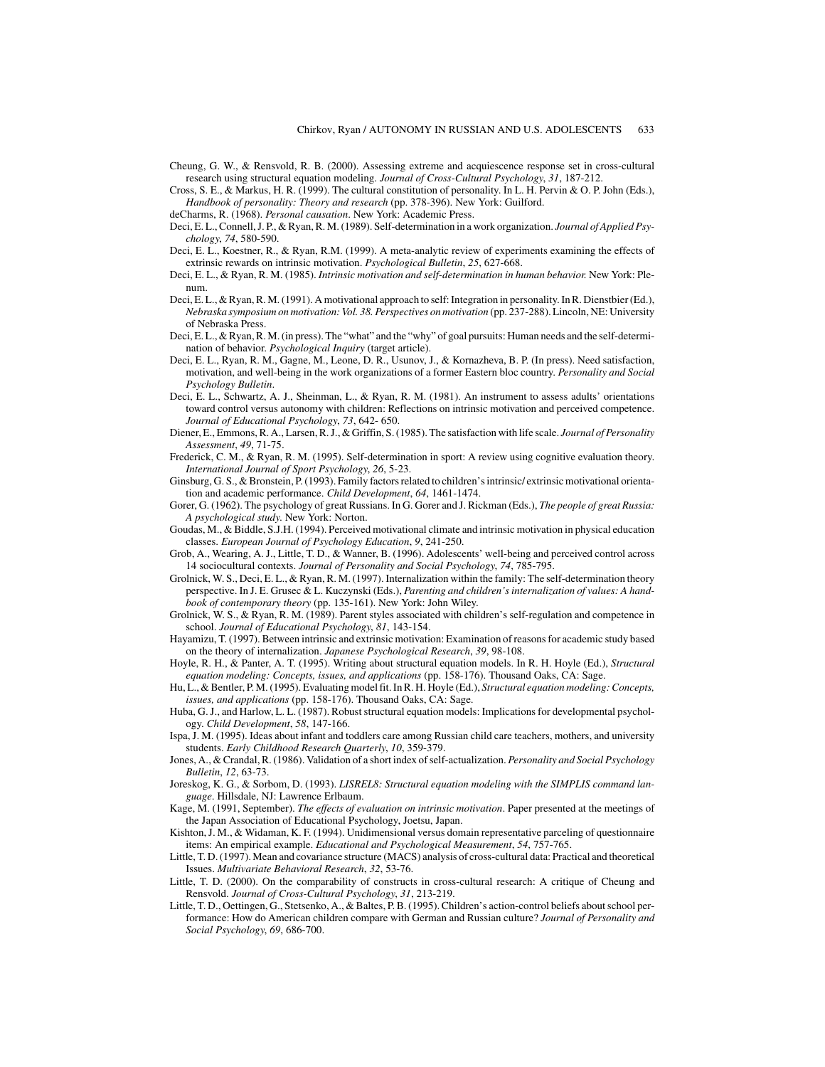Cheung, G. W., & Rensvold, R. B. (2000). Assessing extreme and acquiescence response set in cross-cultural research using structural equation modeling. *Journal of Cross-Cultural Psychology*, *31*, 187-212.

Cross, S. E., & Markus, H. R. (1999). The cultural constitution of personality. In L. H. Pervin & O. P. John (Eds.), *Handbook of personality: Theory and research* (pp. 378-396). New York: Guilford.

deCharms, R. (1968). *Personal causation*. New York: Academic Press.

Deci, E. L., Connell, J. P., & Ryan, R. M. (1989). Self-determination in a work organization. *Journal of Applied Psychology*, *74*, 580-590.

Deci, E. L., Koestner, R., & Ryan, R.M. (1999). A meta-analytic review of experiments examining the effects of extrinsic rewards on intrinsic motivation. *Psychological Bulletin*, *25*, 627-668.

Deci, E. L., & Ryan, R. M. (1985). *Intrinsic motivation and self-determination in human behavior.* New York: Plenum.

Deci, E. L., & Ryan, R. M. (1991). A motivational approach to self: Integration in personality. In R. Dienstbier (Ed.), *Nebraska symposium on motivation: Vol. 38. Perspectives on motivation* (pp. 237-288). Lincoln, NE: University of Nebraska Press.

Deci, E. L., & Ryan, R. M. (in press). The "what" and the "why" of goal pursuits: Human needs and the self-determination of behavior. *Psychological Inquiry* (target article).

Deci, E. L., Ryan, R. M., Gagne, M., Leone, D. R., Usunov, J., & Kornazheva, B. P. (In press). Need satisfaction, motivation, and well-being in the work organizations of a former Eastern bloc country. *Personality and Social Psychology Bulletin*.

Deci, E. L., Schwartz, A. J., Sheinman, L., & Ryan, R. M. (1981). An instrument to assess adults' orientations toward control versus autonomy with children: Reflections on intrinsic motivation and perceived competence. *Journal of Educational Psychology*, *73*, 642- 650.

Diener, E., Emmons, R. A., Larsen, R. J., & Griffin, S. (1985). The satisfaction with life scale. *Journal of Personality Assessment*, *49*, 71-75.

Frederick, C. M., & Ryan, R. M. (1995). Self-determination in sport: A review using cognitive evaluation theory. *International Journal of Sport Psychology*, *26*, 5-23.

Ginsburg, G. S., & Bronstein, P. (1993). Family factors related to children's intrinsic/ extrinsic motivational orientation and academic performance. *Child Development*, *64*, 1461-1474.

Gorer, G. (1962). The psychology of great Russians. In G. Gorer and J. Rickman (Eds.), *The people of great Russia: A psychological study.* New York: Norton.

Goudas, M., & Biddle, S.J.H. (1994). Perceived motivational climate and intrinsic motivation in physical education classes. *European Journal of Psychology Education*, *9*, 241-250.

Grob, A., Wearing, A. J., Little, T. D., & Wanner, B. (1996). Adolescents' well-being and perceived control across 14 sociocultural contexts. *Journal of Personality and Social Psychology*, *74*, 785-795.

Grolnick, W. S., Deci, E. L., & Ryan, R. M. (1997). Internalization within the family: The self-determination theory perspective. In J. E. Grusec & L. Kuczynski (Eds.), *Parenting and children's internalization of values: A handbook of contemporary theory* (pp. 135-161). New York: John Wiley.

Grolnick, W. S., & Ryan, R. M. (1989). Parent styles associated with children's self-regulation and competence in school. *Journal of Educational Psychology*, *81*, 143-154.

Hayamizu, T. (1997). Between intrinsic and extrinsic motivation: Examination of reasons for academic study based on the theory of internalization. *Japanese Psychological Research*, *39*, 98-108.

Hoyle, R. H., & Panter, A. T. (1995). Writing about structural equation models. In R. H. Hoyle (Ed.), *Structural equation modeling: Concepts, issues, and applications* (pp. 158-176). Thousand Oaks, CA: Sage.

Hu, L., & Bentler, P. M. (1995). Evaluating model fit. In R. H. Hoyle (Ed.), *Structural equation modeling: Concepts, issues, and applications* (pp. 158-176). Thousand Oaks, CA: Sage.

Huba, G. J., and Harlow, L. L. (1987). Robust structural equation models: Implications for developmental psychology. *Child Development*, *58*, 147-166.

Ispa, J. M. (1995). Ideas about infant and toddlers care among Russian child care teachers, mothers, and university students. *Early Childhood Research Quarterly*, *10*, 359-379.

Jones, A., & Crandal, R. (1986). Validation of a short index of self-actualization. *Personality and Social Psychology Bulletin*, *12*, 63-73.

Joreskog, K. G., & Sorbom, D. (1993). *LISREL8: Structural equation modeling with the SIMPLIS command language*. Hillsdale, NJ: Lawrence Erlbaum.

Kage, M. (1991, September). *The effects of evaluation on intrinsic motivation*. Paper presented at the meetings of the Japan Association of Educational Psychology, Joetsu, Japan.

Kishton, J. M., & Widaman, K. F. (1994). Unidimensional versus domain representative parceling of questionnaire items: An empirical example. *Educational and Psychological Measurement*, *54*, 757-765.

Little, T. D. (1997). Mean and covariance structure (MACS) analysis of cross-cultural data: Practical and theoretical Issues. *Multivariate Behavioral Research*, *32*, 53-76.

Little, T. D. (2000). On the comparability of constructs in cross-cultural research: A critique of Cheung and Rensvold. *Journal of Cross-Cultural Psychology*, *31*, 213-219.

Little, T. D., Oettingen, G., Stetsenko, A., & Baltes, P. B. (1995). Children's action-control beliefs about school performance: How do American children compare with German and Russian culture? *Journal of Personality and Social Psychology*, *69*, 686-700.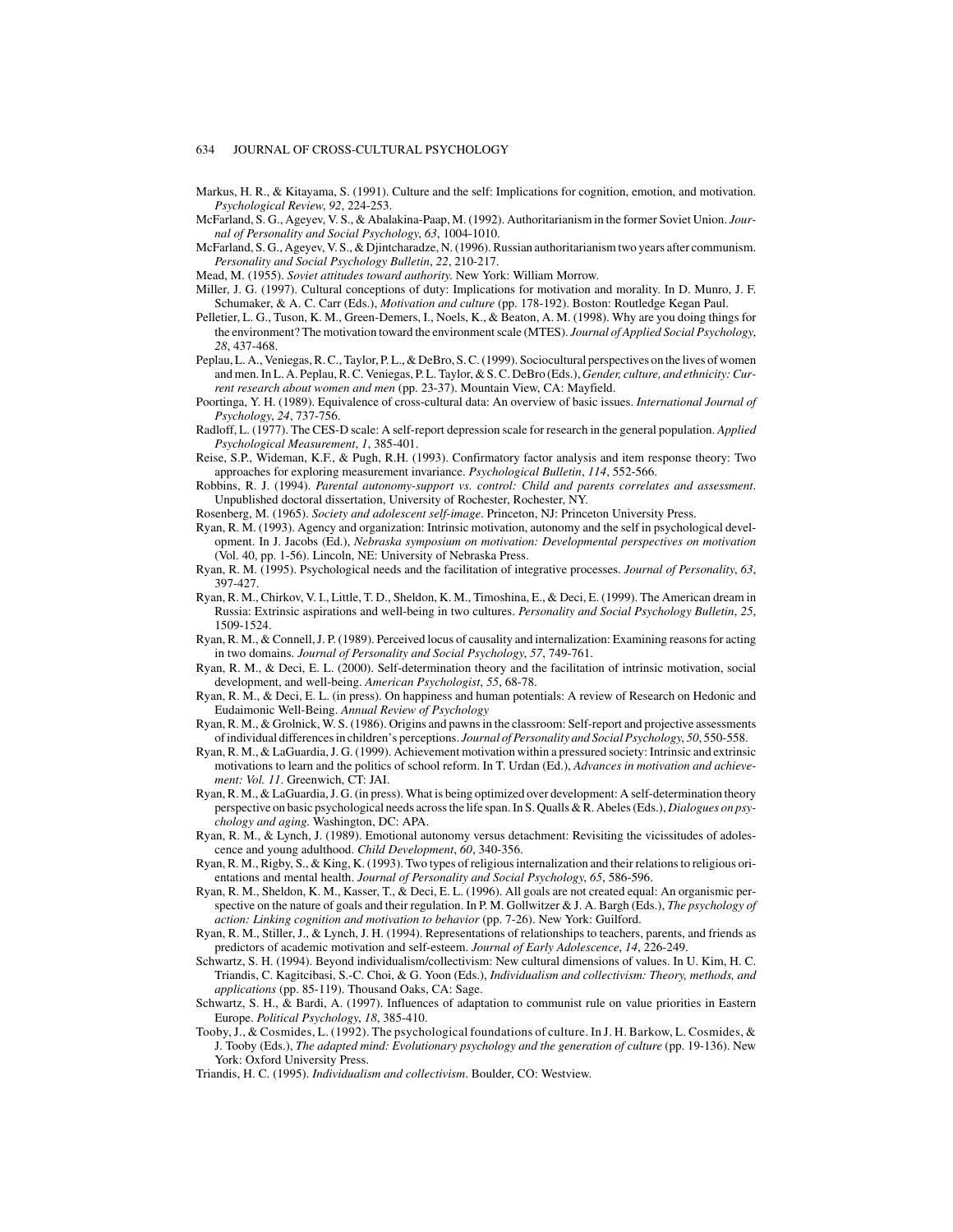Markus, H. R., & Kitayama, S. (1991). Culture and the self: Implications for cognition, emotion, and motivation. *Psychological Review*, *92*, 224-253.

McFarland, S. G., Ageyev, V. S., & Abalakina-Paap, M. (1992). Authoritarianism in the former Soviet Union. *Journal of Personality and Social Psychology*, *63*, 1004-1010.

McFarland, S. G., Ageyev, V. S., & Djintcharadze, N. (1996). Russian authoritarianism two years after communism. *Personality and Social Psychology Bulletin*, *22*, 210-217.

Mead, M. (1955). *Soviet attitudes toward authority*. New York: William Morrow.

Miller, J. G. (1997). Cultural conceptions of duty: Implications for motivation and morality. In D. Munro, J. F. Schumaker, & A. C. Carr (Eds.), *Motivation and culture* (pp. 178-192). Boston: Routledge Kegan Paul.

Pelletier, L. G., Tuson, K. M., Green-Demers, I., Noels, K., & Beaton, A. M. (1998). Why are you doing things for the environment? The motivation toward the environment scale (MTES). *Journal of Applied Social Psychology*, *28*, 437-468.

Peplau, L. A., Veniegas, R. C., Taylor, P. L., & DeBro, S. C. (1999). Sociocultural perspectives on the lives of women and men. In L. A. Peplau, R. C. Veniegas, P. L. Taylor, & S. C. DeBro (Eds.), *Gender, culture, and ethnicity: Current research about women and men* (pp. 23-37). Mountain View, CA: Mayfield.

Poortinga, Y. H. (1989). Equivalence of cross-cultural data: An overview of basic issues. *International Journal of Psychology*, *24*, 737-756.

Radloff, L. (1977). The CES-D scale: A self-report depression scale for research in the general population. *Applied Psychological Measurement*, *1*, 385-401.

Reise, S.P., Wideman, K.F., & Pugh, R.H. (1993). Confirmatory factor analysis and item response theory: Two approaches for exploring measurement invariance. *Psychological Bulletin*, *114*, 552-566.

Robbins, R. J. (1994). *Parental autonomy-support vs. control: Child and parents correlates and assessment*. Unpublished doctoral dissertation, University of Rochester, Rochester, NY.

Rosenberg, M. (1965). *Society and adolescent self-image*. Princeton, NJ: Princeton University Press.

Ryan, R. M. (1993). Agency and organization: Intrinsic motivation, autonomy and the self in psychological development. In J. Jacobs (Ed.), *Nebraska symposium on motivation: Developmental perspectives on motivation* (Vol. 40, pp. 1-56). Lincoln, NE: University of Nebraska Press.

Ryan, R. M. (1995). Psychological needs and the facilitation of integrative processes. *Journal of Personality*, *63*, 397-427.

Ryan, R. M., Chirkov, V. I., Little, T. D., Sheldon, K. M., Timoshina, E., & Deci, E. (1999). The American dream in Russia: Extrinsic aspirations and well-being in two cultures. *Personality and Social Psychology Bulletin*, *25*, 1509-1524.

Ryan, R. M., & Connell, J. P. (1989). Perceived locus of causality and internalization: Examining reasons for acting in two domains. *Journal of Personality and Social Psychology*, *57*, 749-761.

Ryan, R. M., & Deci, E. L. (2000). Self-determination theory and the facilitation of intrinsic motivation, social development, and well-being. *American Psychologist*, *55*, 68-78.

Ryan, R. M., & Deci, E. L. (in press). On happiness and human potentials: A review of Research on Hedonic and Eudaimonic Well-Being. *Annual Review of Psychology*

Ryan, R. M., & Grolnick, W. S. (1986). Origins and pawns in the classroom: Self-report and projective assessments of individual differences in children's perceptions. *Journal of Personality and Social Psychology*, *50*, 550-558.

Ryan, R. M., & LaGuardia, J. G. (1999). Achievement motivation within a pressured society: Intrinsic and extrinsic motivations to learn and the politics of school reform. In T. Urdan (Ed.), *Advances in motivation and achievement: Vol. 11*. Greenwich, CT: JAI.

Ryan, R. M., & LaGuardia, J. G. (in press). What is being optimized over development: A self-determination theory perspective on basic psychological needs across the life span. In S. Qualls & R. Abeles (Eds.), *Dialogues on psychology and aging*. Washington, DC: APA.

Ryan, R. M., & Lynch, J. (1989). Emotional autonomy versus detachment: Revisiting the vicissitudes of adolescence and young adulthood. *Child Development*, *60*, 340-356.

Ryan, R. M., Rigby, S., & King, K. (1993). Two types of religious internalization and their relations to religious orientations and mental health. *Journal of Personality and Social Psychology*, *65*, 586-596.

Ryan, R. M., Sheldon, K. M., Kasser, T., & Deci, E. L. (1996). All goals are not created equal: An organismic perspective on the nature of goals and their regulation. In P. M. Gollwitzer & J. A. Bargh (Eds.), *The psychology of action: Linking cognition and motivation to behavior* (pp. 7-26). New York: Guilford.

Ryan, R. M., Stiller, J., & Lynch, J. H. (1994). Representations of relationships to teachers, parents, and friends as predictors of academic motivation and self-esteem. *Journal of Early Adolescence*, *14*, 226-249.

Schwartz, S. H. (1994). Beyond individualism/collectivism: New cultural dimensions of values. In U. Kim, H. C. Triandis, C. Kagitcibasi, S.-C. Choi, & G. Yoon (Eds.), *Individualism and collectivism: Theory, methods, and applications* (pp. 85-119). Thousand Oaks, CA: Sage.

Schwartz, S. H., & Bardi, A. (1997). Influences of adaptation to communist rule on value priorities in Eastern Europe. *Political Psychology*, *18*, 385-410.

Tooby, J., & Cosmides, L. (1992). The psychological foundations of culture. In J. H. Barkow, L. Cosmides, & J. Tooby (Eds.), *The adapted mind: Evolutionary psychology and the generation of culture* (pp. 19-136). New York: Oxford University Press.

Triandis, H. C. (1995). *Individualism and collectivism*. Boulder, CO: Westview.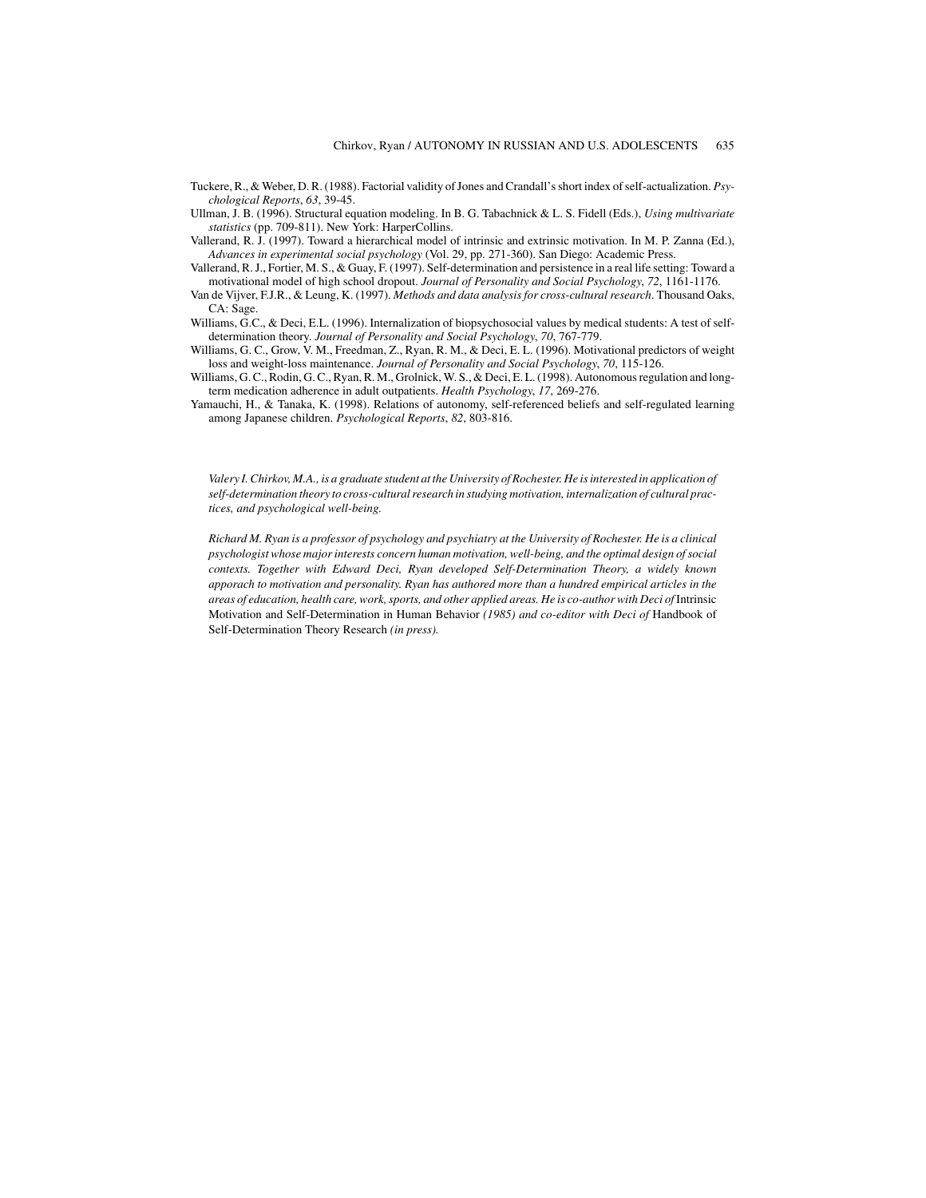Tuckere, R., & Weber, D. R. (1988). Factorial validity of Jones and Crandall's short index of self-actualization. *Psychological Reports*, *63*, 39-45.

Ullman, J. B. (1996). Structural equation modeling. In B. G. Tabachnick & L. S. Fidell (Eds.), *Using multivariate statistics* (pp. 709-811). New York: HarperCollins.

Vallerand, R. J. (1997). Toward a hierarchical model of intrinsic and extrinsic motivation. In M. P. Zanna (Ed.), *Advances in experimental social psychology* (Vol. 29, pp. 271-360). San Diego: Academic Press.

Vallerand, R. J., Fortier, M. S., & Guay, F. (1997). Self-determination and persistence in a real life setting: Toward a motivational model of high school dropout. *Journal of Personality and Social Psychology*, *72*, 1161-1176.

Van de Vijver, F.J.R., & Leung, K. (1997). *Methods and data analysis for cross-cultural research*. Thousand Oaks, CA: Sage.

Williams, G.C., & Deci, E.L. (1996). Internalization of biopsychosocial values by medical students: A test of self-determination theory. *Journal of Personality and Social Psychology*, *70*, 767-779.

Williams, G. C., Grow, V. M., Freedman, Z., Ryan, R. M., & Deci, E. L. (1996). Motivational predictors of weight loss and weight-loss maintenance. *Journal of Personality and Social Psychology*, *70*, 115-126.

Williams, G. C., Rodin, G. C., Ryan, R. M., Grolnick, W. S., & Deci, E. L. (1998). Autonomous regulation and long-term medication adherence in adult outpatients. *Health Psychology*, *17*, 269-276.

Yamauchi, H., & Tanaka, K. (1998). Relations of autonomy, self-referenced beliefs and self-regulated learning among Japanese children. *Psychological Reports*, *82*, 803-816.

*Valery I. Chirkov, M.A., is a graduate student at the University of Rochester. He is interested in application of self-determination theory to cross-cultural research in studying motivation, internalization of cultural practices, and psychological well-being.*

*Richard M. Ryan is a professor of psychology and psychiatry at the University of Rochester. He is a clinical psychologist whose major interests concern human motivation, well-being, and the optimal design of social contexts. Together with Edward Deci, Ryan developed Self-Determination Theory, a widely known approach to motivation and personality. Ryan has authored more than a hundred empirical articles in the areas of education, health care, work, sports, and other applied areas. He is co-author with Deci of* Intrinsic Motivation and Self-Determination in Human Behavior *(1985) and co-editor with Deci of* Handbook of Self-Determination Theory Research *(in press).*